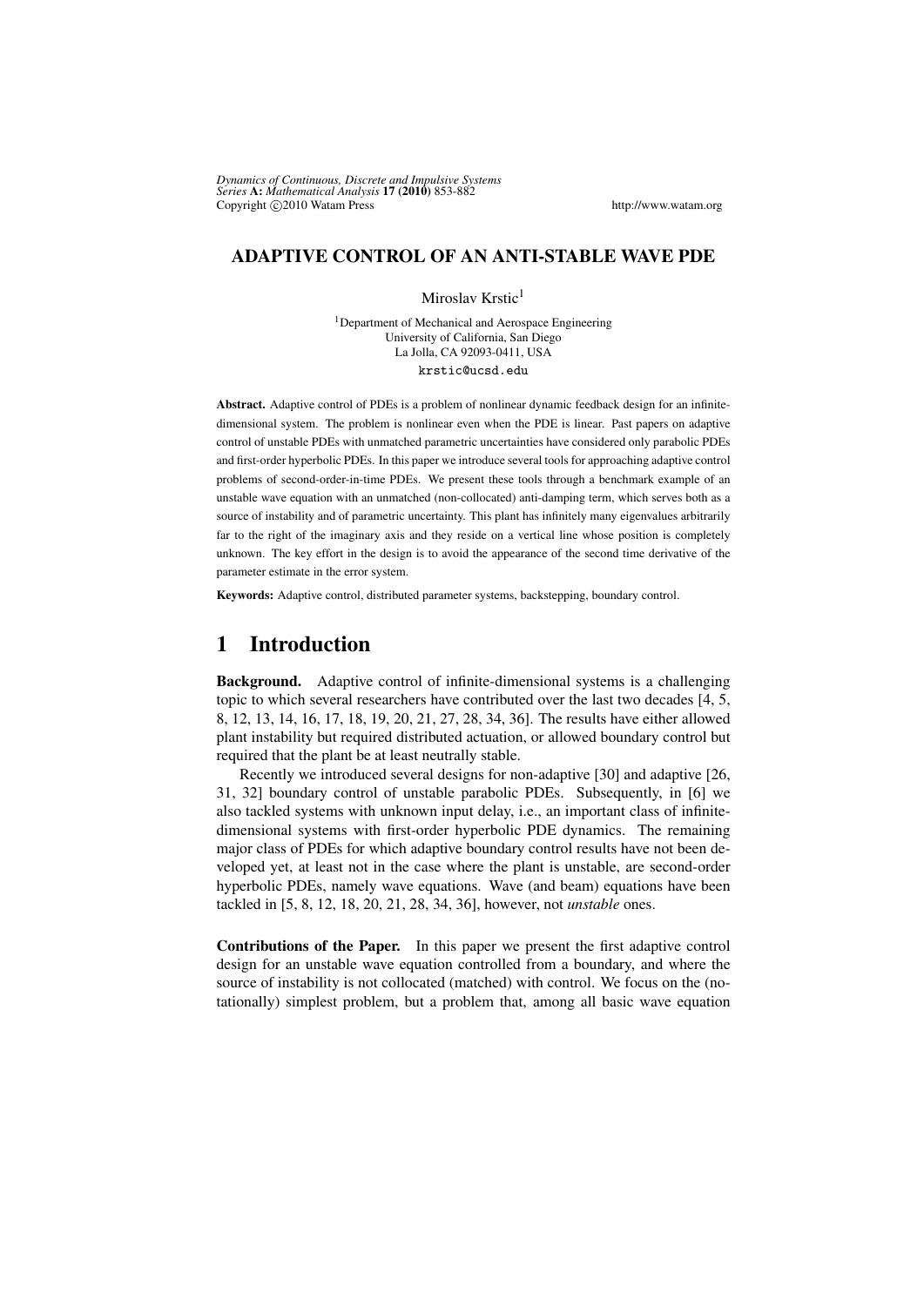# ADAPTIVE CONTROL OF AN ANTI-STABLE WAVE PDE

Miroslav Krstic[1]

[1]Department of Mechanical and Aerospace Engineering
University of California, San Diego
La Jolla, CA 92093-0411, USA
krstic@ucsd.edu

**Abstract.** Adaptive control of PDEs is a problem of nonlinear dynamic feedback design for an infinite-dimensional system. The problem is nonlinear even when the PDE is linear. Past papers on adaptive control of unstable PDEs with unmatched parametric uncertainties have considered only parabolic PDEs and first-order hyperbolic PDEs. In this paper we introduce several tools for approaching adaptive control problems of second-order-in-time PDEs. We present these tools through a benchmark example of an unstable wave equation with an unmatched (non-collocated) anti-damping term, which serves both as a source of instability and of parametric uncertainty. This plant has infinitely many eigenvalues arbitrarily far to the right of the imaginary axis and they reside on a vertical line whose position is completely unknown. The key effort in the design is to avoid the appearance of the second time derivative of the parameter estimate in the error system.

**Keywords:** Adaptive control, distributed parameter systems, backstepping, boundary control.

## 1 Introduction

**Background.** Adaptive control of infinite-dimensional systems is a challenging topic to which several researchers have contributed over the last two decades [4, 5, 8, 12, 13, 14, 16, 17, 18, 19, 20, 21, 27, 28, 34, 36]. The results have either allowed plant instability but required distributed actuation, or allowed boundary control but required that the plant be at least neutrally stable.

Recently we introduced several designs for non-adaptive [30] and adaptive [26, 31, 32] boundary control of unstable parabolic PDEs. Subsequently, in [6] we also tackled systems with unknown input delay, i.e., an important class of infinite-dimensional systems with first-order hyperbolic PDE dynamics. The remaining major class of PDEs for which adaptive boundary control results have not been developed yet, at least not in the case where the plant is unstable, are second-order hyperbolic PDEs, namely wave equations. Wave (and beam) equations have been tackled in [5, 8, 12, 18, 20, 21, 28, 34, 36], however, not *unstable* ones.

**Contributions of the Paper.** In this paper we present the first adaptive control design for an unstable wave equation controlled from a boundary, and where the source of instability is not collocated (matched) with control. We focus on the (notationally) simplest problem, but a problem that, among all basic wave equation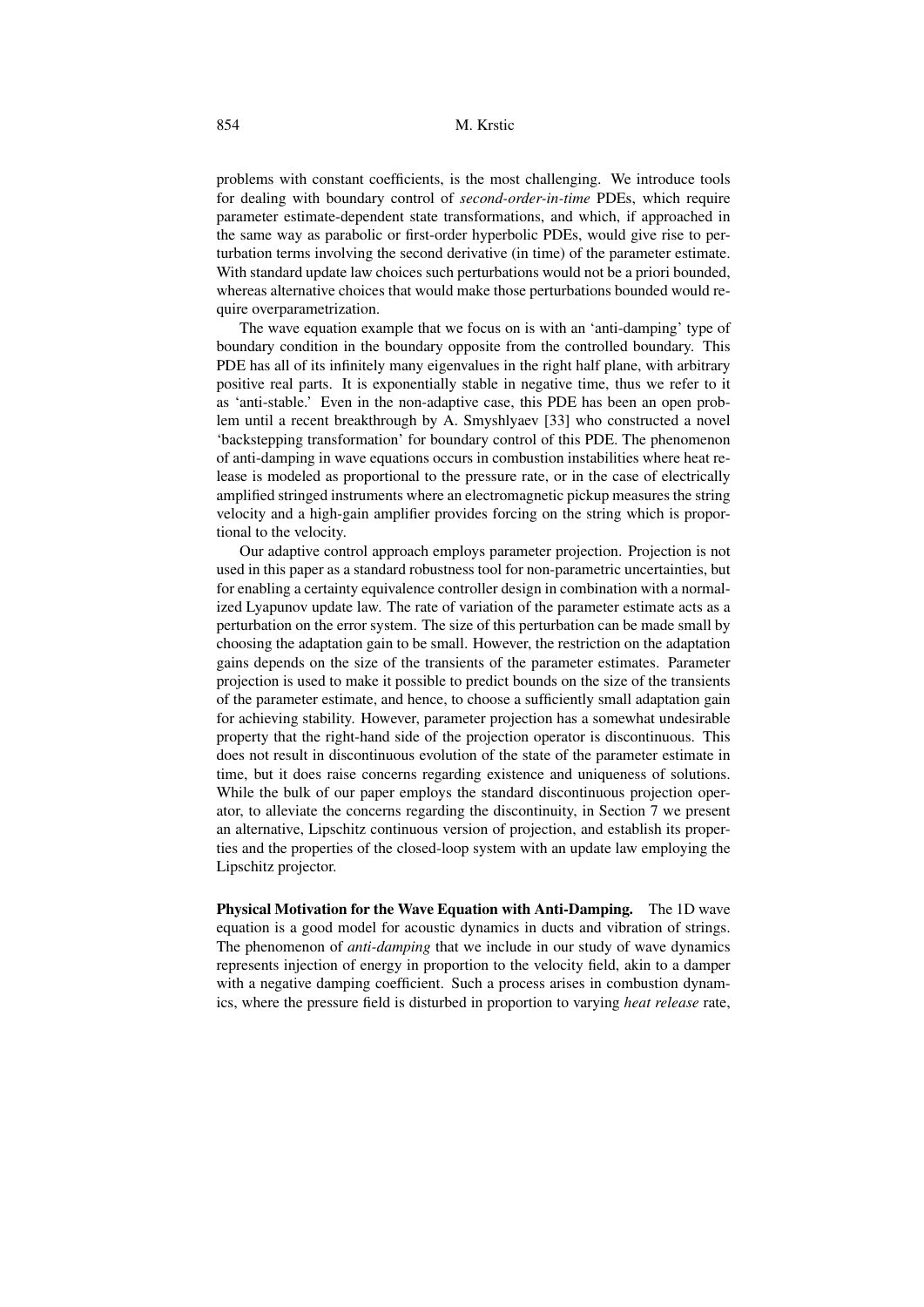problems with constant coefficients, is the most challenging. We introduce tools for dealing with boundary control of *second-order-in-time* PDEs, which require parameter estimate-dependent state transformations, and which, if approached in the same way as parabolic or first-order hyperbolic PDEs, would give rise to perturbation terms involving the second derivative (in time) of the parameter estimate. With standard update law choices such perturbations would not be a priori bounded, whereas alternative choices that would make those perturbations bounded would require overparametrization.

The wave equation example that we focus on is with an 'anti-damping' type of boundary condition in the boundary opposite from the controlled boundary. This PDE has all of its infinitely many eigenvalues in the right half plane, with arbitrary positive real parts. It is exponentially stable in negative time, thus we refer to it as 'anti-stable.' Even in the non-adaptive case, this PDE has been an open problem until a recent breakthrough by A. Smyshlyaev [33] who constructed a novel 'backstepping transformation' for boundary control of this PDE. The phenomenon of anti-damping in wave equations occurs in combustion instabilities where heat release is modeled as proportional to the pressure rate, or in the case of electrically amplified stringed instruments where an electromagnetic pickup measures the string velocity and a high-gain amplifier provides forcing on the string which is proportional to the velocity.

Our adaptive control approach employs parameter projection. Projection is not used in this paper as a standard robustness tool for non-parametric uncertainties, but for enabling a certainty equivalence controller design in combination with a normalized Lyapunov update law. The rate of variation of the parameter estimate acts as a perturbation on the error system. The size of this perturbation can be made small by choosing the adaptation gain to be small. However, the restriction on the adaptation gains depends on the size of the transients of the parameter estimates. Parameter projection is used to make it possible to predict bounds on the size of the transients of the parameter estimate, and hence, to choose a sufficiently small adaptation gain for achieving stability. However, parameter projection has a somewhat undesirable property that the right-hand side of the projection operator is discontinuous. This does not result in discontinuous evolution of the state of the parameter estimate in time, but it does raise concerns regarding existence and uniqueness of solutions. While the bulk of our paper employs the standard discontinuous projection operator, to alleviate the concerns regarding the discontinuity, in Section 7 we present an alternative, Lipschitz continuous version of projection, and establish its properties and the properties of the closed-loop system with an update law employing the Lipschitz projector.

**Physical Motivation for the Wave Equation with Anti-Damping.** The 1D wave equation is a good model for acoustic dynamics in ducts and vibration of strings. The phenomenon of *anti-damping* that we include in our study of wave dynamics represents injection of energy in proportion to the velocity field, akin to a damper with a negative damping coefficient. Such a process arises in combustion dynamics, where the pressure field is disturbed in proportion to varying *heat release* rate,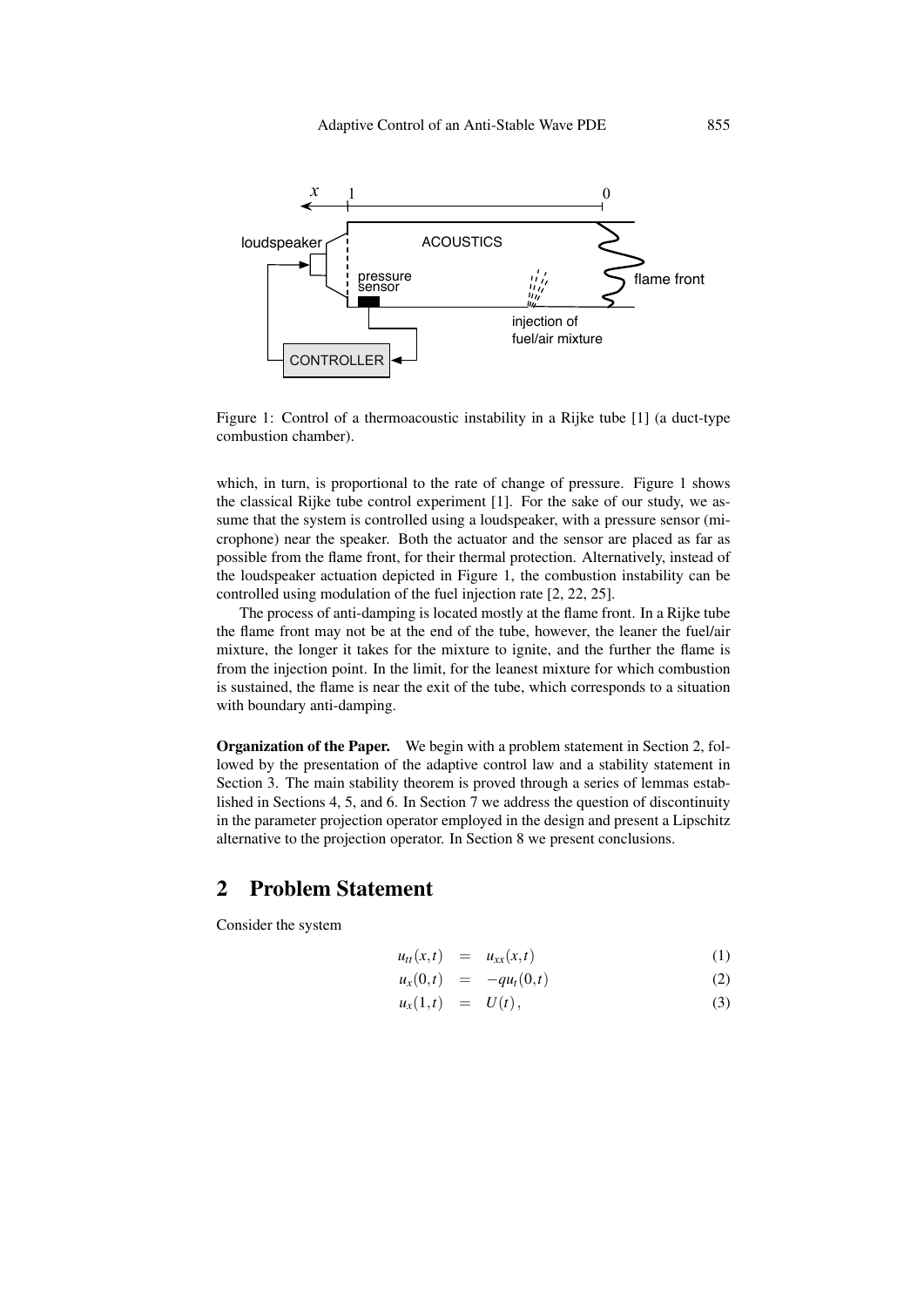Figure 1: Control of a thermoacoustic instability in a Rijke tube [1] (a duct-type combustion chamber).

which, in turn, is proportional to the rate of change of pressure. Figure 1 shows the classical Rijke tube control experiment [1]. For the sake of our study, we assume that the system is controlled using a loudspeaker, with a pressure sensor (microphone) near the speaker. Both the actuator and the sensor are placed as far as possible from the flame front, for their thermal protection. Alternatively, instead of the loudspeaker actuation depicted in Figure 1, the combustion instability can be controlled using modulation of the fuel injection rate [2, 22, 25].

The process of anti-damping is located mostly at the flame front. In a Rijke tube the flame front may not be at the end of the tube, however, the leaner the fuel/air mixture, the longer it takes for the mixture to ignite, and the further the flame is from the injection point. In the limit, for the leanest mixture for which combustion is sustained, the flame is near the exit of the tube, which corresponds to a situation with boundary anti-damping.

**Organization of the Paper.** We begin with a problem statement in Section 2, followed by the presentation of the adaptive control law and a stability statement in Section 3. The main stability theorem is proved through a series of lemmas established in Sections 4, 5, and 6. In Section 7 we address the question of discontinuity in the parameter projection operator employed in the design and present a Lipschitz alternative to the projection operator. In Section 8 we present conclusions.

## 2 Problem Statement

Consider the system

$$u_{tt}(x,t) = u_{xx}(x,t) \tag{1}$$

$$u_x(0,t) = -qu_t(0,t) \tag{2}$$

$$u_x(1,t) = U(t), \tag{3}$$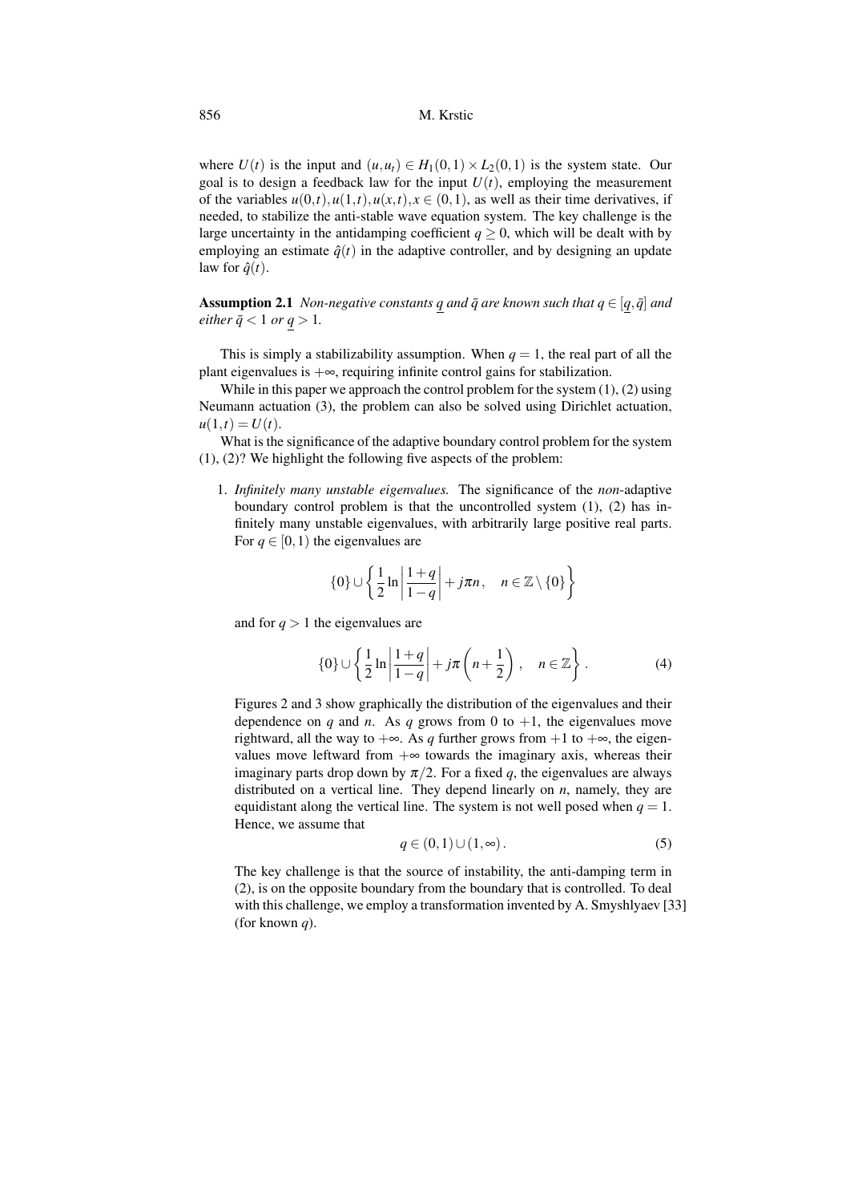where $U(t)$ is the input and $(u, u_t) \in H_1(0,1) \times L_2(0,1)$ is the system state. Our goal is to design a feedback law for the input $U(t)$, employing the measurement of the variables $u(0,t), u(1,t), u(x,t), x \in (0,1)$, as well as their time derivatives, if needed, to stabilize the anti-stable wave equation system. The key challenge is the large uncertainty in the antidamping coefficient $q \geq 0$, which will be dealt with by employing an estimate $\hat{q}(t)$ in the adaptive controller, and by designing an update law for $\hat{q}(t)$.

**Assumption 2.1** *Non-negative constants $\underline{q}$ and $\bar{q}$ are known such that $q \in [\underline{q}, \bar{q}]$ and either $\bar{q} < 1$ or $\underline{q} > 1$.*

This is simply a stabilizability assumption. When $q = 1$, the real part of all the plant eigenvalues is $+\infty$, requiring infinite control gains for stabilization.

While in this paper we approach the control problem for the system (1), (2) using Neumann actuation (3), the problem can also be solved using Dirichlet actuation, $u(1,t) = U(t)$.

What is the significance of the adaptive boundary control problem for the system (1), (2)? We highlight the following five aspects of the problem:

1. *Infinitely many unstable eigenvalues.* The significance of the *non*-adaptive boundary control problem is that the uncontrolled system (1), (2) has infinitely many unstable eigenvalues, with arbitrarily large positive real parts. For $q \in [0,1)$ the eigenvalues are

$$\{0\} \cup \left\{ \frac{1}{2} \ln \left| \frac{1+q}{1-q} \right| + j\pi n, \quad n \in \mathbb{Z} \setminus \{0\} \right\}$$

and for $q > 1$ the eigenvalues are

$$\{0\} \cup \left\{ \frac{1}{2} \ln \left| \frac{1+q}{1-q} \right| + j\pi \left( n + \frac{1}{2} \right), \quad n \in \mathbb{Z} \right\}. \tag{4}$$

Figures 2 and 3 show graphically the distribution of the eigenvalues and their dependence on $q$ and $n$. As $q$ grows from 0 to $+1$, the eigenvalues move rightward, all the way to $+\infty$. As $q$ further grows from $+1$ to $+\infty$, the eigenvalues move leftward from $+\infty$ towards the imaginary axis, whereas their imaginary parts drop down by $\pi/2$. For a fixed $q$, the eigenvalues are always distributed on a vertical line. They depend linearly on $n$, namely, they are equidistant along the vertical line. The system is not well posed when $q = 1$. Hence, we assume that

$$q \in (0,1) \cup (1,\infty). \tag{5}$$

The key challenge is that the source of instability, the anti-damping term in (2), is on the opposite boundary from the boundary that is controlled. To deal with this challenge, we employ a transformation invented by A. Smyshlyaev [33] (for known $q$).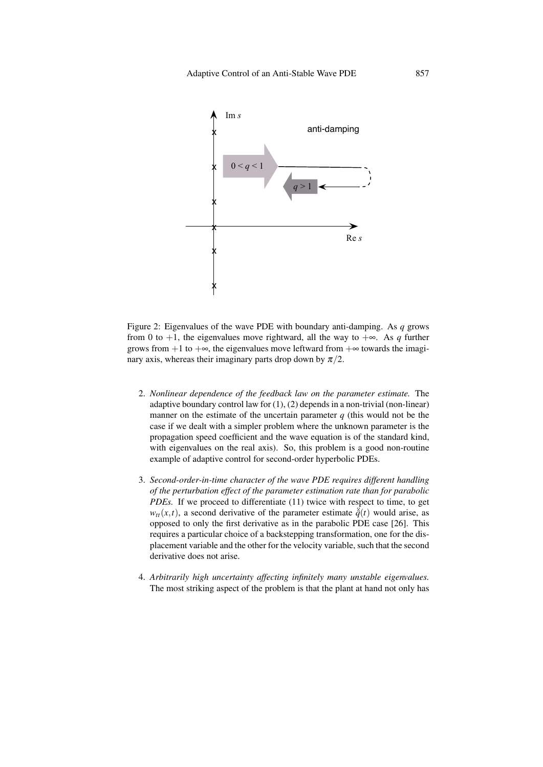Figure 2: Eigenvalues of the wave PDE with boundary anti-damping. As $q$ grows from 0 to $+1$, the eigenvalues move rightward, all the way to $+\infty$. As $q$ further grows from $+1$ to $+\infty$, the eigenvalues move leftward from $+\infty$ towards the imaginary axis, whereas their imaginary parts drop down by $\pi/2$.

2. *Nonlinear dependence of the feedback law on the parameter estimate.* The adaptive boundary control law for (1), (2) depends in a non-trivial (non-linear) manner on the estimate of the uncertain parameter $q$ (this would not be the case if we dealt with a simpler problem where the unknown parameter is the propagation speed coefficient and the wave equation is of the standard kind, with eigenvalues on the real axis). So, this problem is a good non-routine example of adaptive control for second-order hyperbolic PDEs.

3. *Second-order-in-time character of the wave PDE requires different handling of the perturbation effect of the parameter estimation rate than for parabolic PDEs.* If we proceed to differentiate (11) twice with respect to time, to get $w_{tt}(x,t)$, a second derivative of the parameter estimate $\ddot{\hat{q}}(t)$ would arise, as opposed to only the first derivative as in the parabolic PDE case [26]. This requires a particular choice of a backstepping transformation, one for the displacement variable and the other for the velocity variable, such that the second derivative does not arise.

4. *Arbitrarily high uncertainty affecting infinitely many unstable eigenvalues.* The most striking aspect of the problem is that the plant at hand not only has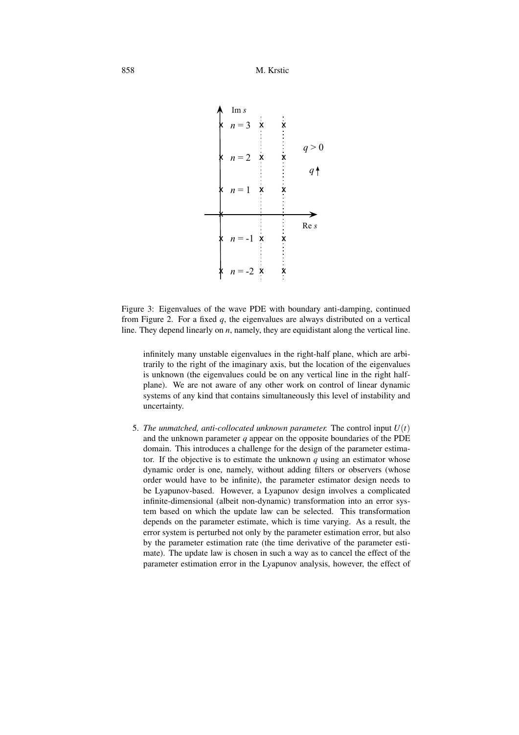Figure 3: Eigenvalues of the wave PDE with boundary anti-damping, continued from Figure 2. For a fixed $q$, the eigenvalues are always distributed on a vertical line. They depend linearly on $n$, namely, they are equidistant along the vertical line.

infinitely many unstable eigenvalues in the right-half plane, which are arbitrarily to the right of the imaginary axis, but the location of the eigenvalues is unknown (the eigenvalues could be on any vertical line in the right half-plane). We are not aware of any other work on control of linear dynamic systems of any kind that contains simultaneously this level of instability and uncertainty.

5. *The unmatched, anti-collocated unknown parameter.* The control input $U(t)$ and the unknown parameter $q$ appear on the opposite boundaries of the PDE domain. This introduces a challenge for the design of the parameter estimator. If the objective is to estimate the unknown $q$ using an estimator whose dynamic order is one, namely, without adding filters or observers (whose order would have to be infinite), the parameter estimator design needs to be Lyapunov-based. However, a Lyapunov design involves a complicated infinite-dimensional (albeit non-dynamic) transformation into an error system based on which the update law can be selected. This transformation depends on the parameter estimate, which is time varying. As a result, the error system is perturbed not only by the parameter estimation error, but also by the parameter estimation rate (the time derivative of the parameter estimate). The update law is chosen in such a way as to cancel the effect of the parameter estimation error in the Lyapunov analysis, however, the effect of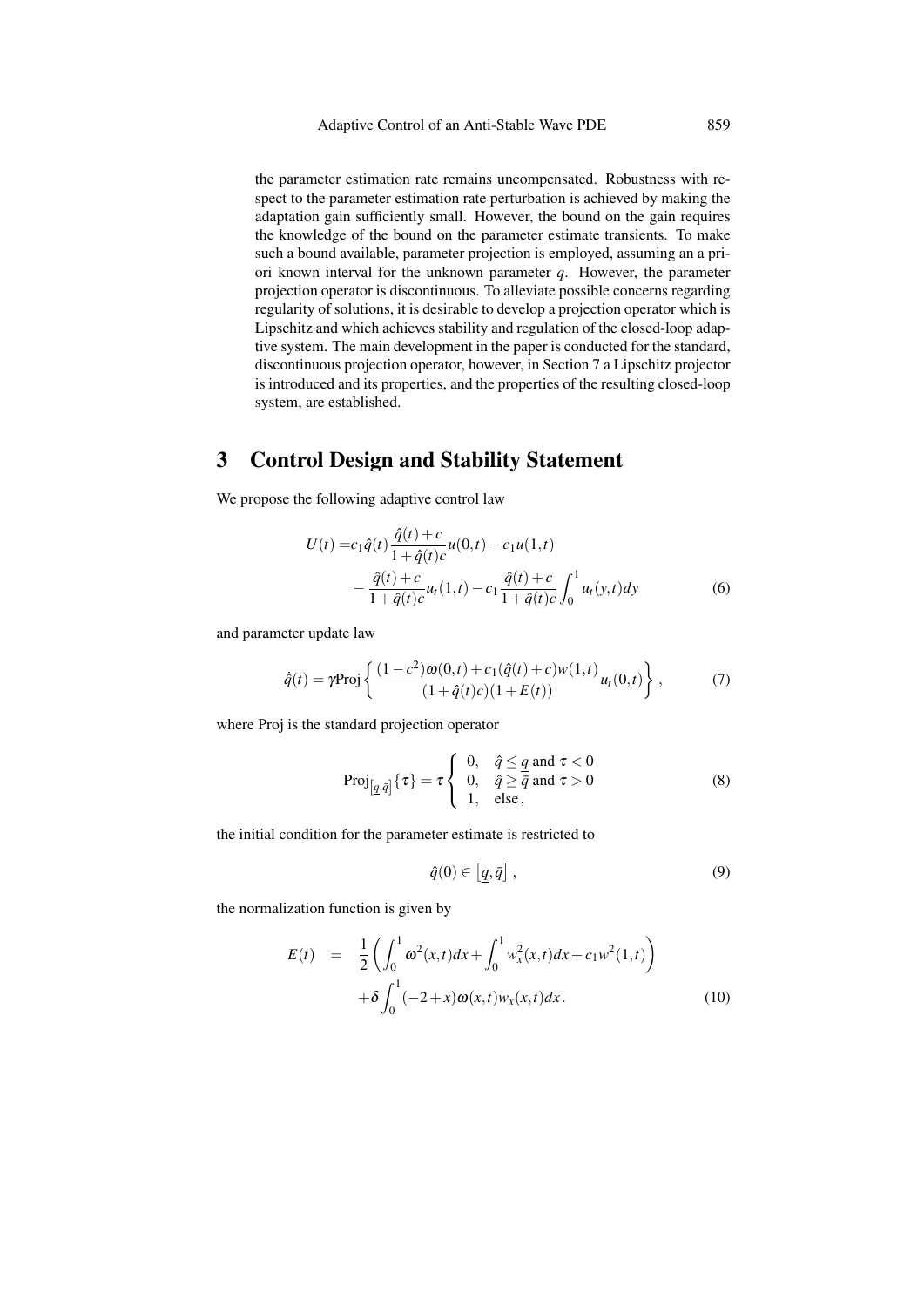the parameter estimation rate remains uncompensated. Robustness with respect to the parameter estimation rate perturbation is achieved by making the adaptation gain sufficiently small. However, the bound on the gain requires the knowledge of the bound on the parameter estimate transients. To make such a bound available, parameter projection is employed, assuming an a priori known interval for the unknown parameter $q$. However, the parameter projection operator is discontinuous. To alleviate possible concerns regarding regularity of solutions, it is desirable to develop a projection operator which is Lipschitz and which achieves stability and regulation of the closed-loop adaptive system. The main development in the paper is conducted for the standard, discontinuous projection operator, however, in Section 7 a Lipschitz projector is introduced and its properties, and the properties of the resulting closed-loop system, are established.

## 3 Control Design and Stability Statement

We propose the following adaptive control law

$$
\begin{aligned}
U(t) = & c_1 \hat{q}(t) \frac{\hat{q}(t)+c}{1+\hat{q}(t)c} u(0,t) - c_1 u(1,t) \\
& - \frac{\hat{q}(t)+c}{1+\hat{q}(t)c} u_t(1,t) - c_1 \frac{\hat{q}(t)+c}{1+\hat{q}(t)c} \int_0^1 u_t(y,t)dy
\end{aligned}
\tag{6}
$$

and parameter update law

$$
\dot{\hat{q}}(t) = \gamma \mathrm{Proj} \left\{ \frac{(1-c^2)\omega(0,t) + c_1(\hat{q}(t)+c)w(1,t)}{(1+\hat{q}(t)c)(1+E(t))} u_t(0,t) \right\},
\tag{7}
$$

where Proj is the standard projection operator

$$
\mathrm{Proj}_{[\underline{q},\bar{q}]}\{\tau\} = \tau \left\{ \begin{array}{ll} 0, & \hat{q} \leq \underline{q} \text{ and } \tau < 0 \\ 0, & \hat{q} \geq \bar{q} \text{ and } \tau > 0 \\ 1, & \text{else}, \end{array} \right.
\tag{8}
$$

the initial condition for the parameter estimate is restricted to

$$
\hat{q}(0) \in \left[\underline{q}, \bar{q}\right],
\tag{9}
$$

the normalization function is given by

$$
\begin{aligned}
E(t) \quad = \quad & \frac{1}{2}\left( \int_0^1 \omega^2(x,t)dx + \int_0^1 w_x^2(x,t)dx + c_1 w^2(1,t) \right) \\
& + \delta \int_0^1 (-2+x)\omega(x,t)w_x(x,t)dx.
\end{aligned}
\tag{10}
$$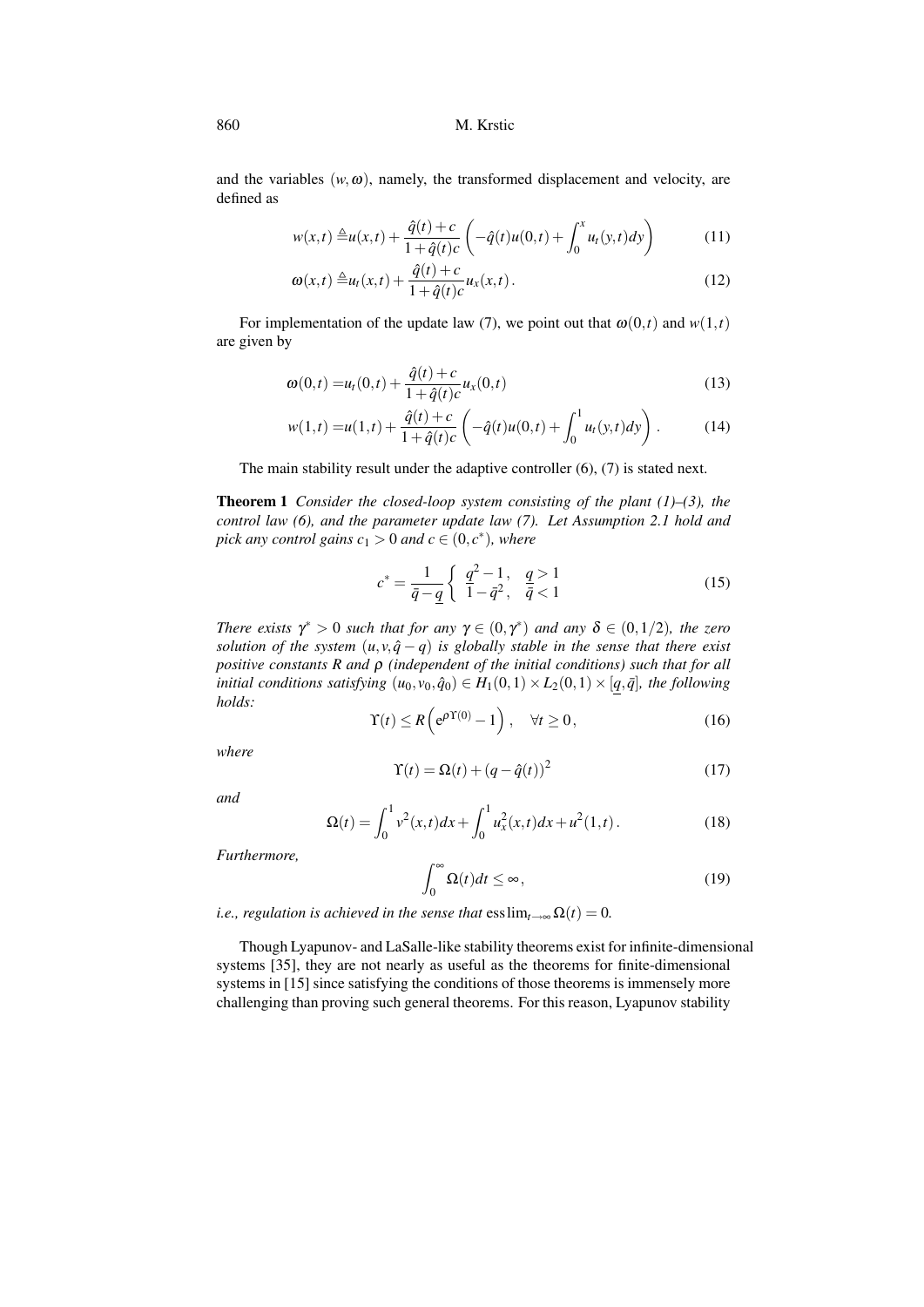and the variables $(w, \omega)$, namely, the transformed displacement and velocity, are defined as

$$w(x,t) \triangleq u(x,t) + \frac{\hat{q}(t)+c}{1+\hat{q}(t)c}\left(-\hat{q}(t)u(0,t) + \int_0^x u_t(y,t)dy\right) \tag{11}$$

$$\omega(x,t) \triangleq u_t(x,t) + \frac{\hat{q}(t)+c}{1+\hat{q}(t)c}u_x(x,t). \tag{12}$$

For implementation of the update law (7), we point out that $\omega(0,t)$ and $w(1,t)$ are given by

$$\omega(0,t) = u_t(0,t) + \frac{\hat{q}(t)+c}{1+\hat{q}(t)c}u_x(0,t) \tag{13}$$

$$w(1,t) = u(1,t) + \frac{\hat{q}(t)+c}{1+\hat{q}(t)c}\left(-\hat{q}(t)u(0,t) + \int_0^1 u_t(y,t)dy\right). \tag{14}$$

The main stability result under the adaptive controller (6), (7) is stated next.

**Theorem 1** *Consider the closed-loop system consisting of the plant (1)–(3), the control law (6), and the parameter update law (7). Let Assumption 2.1 hold and pick any control gains $c_1 > 0$ and $c \in (0, c^*)$, where*

$$c^* = \frac{1}{\bar{q} - \underline{q}} \begin{cases} \underline{q}^2 - 1, & \underline{q} > 1 \\ 1 - \bar{q}^2, & \bar{q} < 1 \end{cases} \tag{15}$$

*There exists $\gamma^* > 0$ such that for any $\gamma \in (0, \gamma^*)$ and any $\delta \in (0, 1/2)$, the zero solution of the system $(u, v, \hat{q} - q)$ is globally stable in the sense that there exist positive constants $R$ and $\rho$ (independent of the initial conditions) such that for all initial conditions satisfying $(u_0, v_0, \hat{q}_0) \in H_1(0,1) \times L_2(0,1) \times [\underline{q}, \bar{q}]$, the following holds:*

$$\Upsilon(t) \leq R\left(\mathrm{e}^{\rho\Upsilon(0)} - 1\right), \quad \forall t \geq 0, \tag{16}$$

*where*

$$\Upsilon(t) = \Omega(t) + (q - \hat{q}(t))^2 \tag{17}$$

*and*

$$\Omega(t) = \int_0^1 v^2(x,t)dx + \int_0^1 u_x^2(x,t)dx + u^2(1,t). \tag{18}$$

*Furthermore,*

$$\int_0^\infty \Omega(t)dt \leq \infty, \tag{19}$$

*i.e., regulation is achieved in the sense that* $\operatorname{ess\,lim}_{t\to\infty} \Omega(t) = 0$.

Though Lyapunov- and LaSalle-like stability theorems exist for infinite-dimensional systems [35], they are not nearly as useful as the theorems for finite-dimensional systems in [15] since satisfying the conditions of those theorems is immensely more challenging than proving such general theorems. For this reason, Lyapunov stability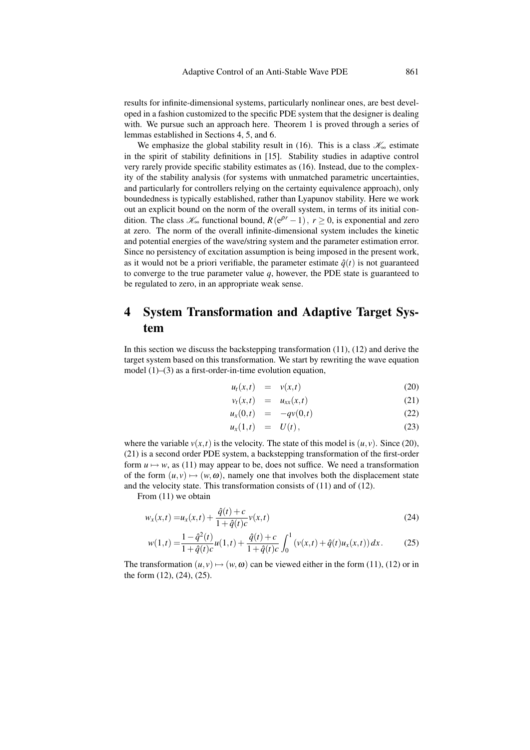results for infinite-dimensional systems, particularly nonlinear ones, are best developed in a fashion customized to the specific PDE system that the designer is dealing with. We pursue such an approach here. Theorem 1 is proved through a series of lemmas established in Sections 4, 5, and 6.

We emphasize the global stability result in (16). This is a class $\mathscr{K}_\infty$ estimate in the spirit of stability definitions in [15]. Stability studies in adaptive control very rarely provide specific stability estimates as (16). Instead, due to the complexity of the stability analysis (for systems with unmatched parametric uncertainties, and particularly for controllers relying on the certainty equivalence approach), only boundedness is typically established, rather than Lyapunov stability. Here we work out an explicit bound on the norm of the overall system, in terms of its initial condition. The class $\mathscr{K}_\infty$ functional bound, $R\left(\mathrm{e}^{\rho r}-1\right),\ r \geq 0$, is exponential and zero at zero. The norm of the overall infinite-dimensional system includes the kinetic and potential energies of the wave/string system and the parameter estimation error. Since no persistency of excitation assumption is being imposed in the present work, as it would not be a priori verifiable, the parameter estimate $\hat{q}(t)$ is not guaranteed to converge to the true parameter value $q$, however, the PDE state is guaranteed to be regulated to zero, in an appropriate weak sense.

# 4 System Transformation and Adaptive Target System

In this section we discuss the backstepping transformation (11), (12) and derive the target system based on this transformation. We start by rewriting the wave equation model (1)–(3) as a first-order-in-time evolution equation,

$$
\begin{aligned}
u_t(x,t) &= v(x,t) && (20)\\
v_t(x,t) &= u_{xx}(x,t) && (21)\\
u_x(0,t) &= -qv(0,t) && (22)\\
u_x(1,t) &= U(t)\,, && (23)
\end{aligned}
$$

where the variable $v(x,t)$ is the velocity. The state of this model is $(u,v)$. Since (20), (21) is a second order PDE system, a backstepping transformation of the first-order form $u \mapsto w$, as (11) may appear to be, does not suffice. We need a transformation of the form $(u,v) \mapsto (w,\omega)$, namely one that involves both the displacement state and the velocity state. This transformation consists of (11) and of (12).

From (11) we obtain

$$
w_x(x,t) = u_x(x,t) + \frac{\hat{q}(t)+c}{1+\hat{q}(t)c}v(x,t) \tag{24}
$$

$$
w(1,t) = \frac{1-\hat{q}^2(t)}{1+\hat{q}(t)c}u(1,t) + \frac{\hat{q}(t)+c}{1+\hat{q}(t)c}\int_0^1 \left(v(x,t)+\hat{q}(t)u_x(x,t)\right)dx\,. \tag{25}
$$

The transformation $(u,v) \mapsto (w,\omega)$ can be viewed either in the form (11), (12) or in the form (12), (24), (25).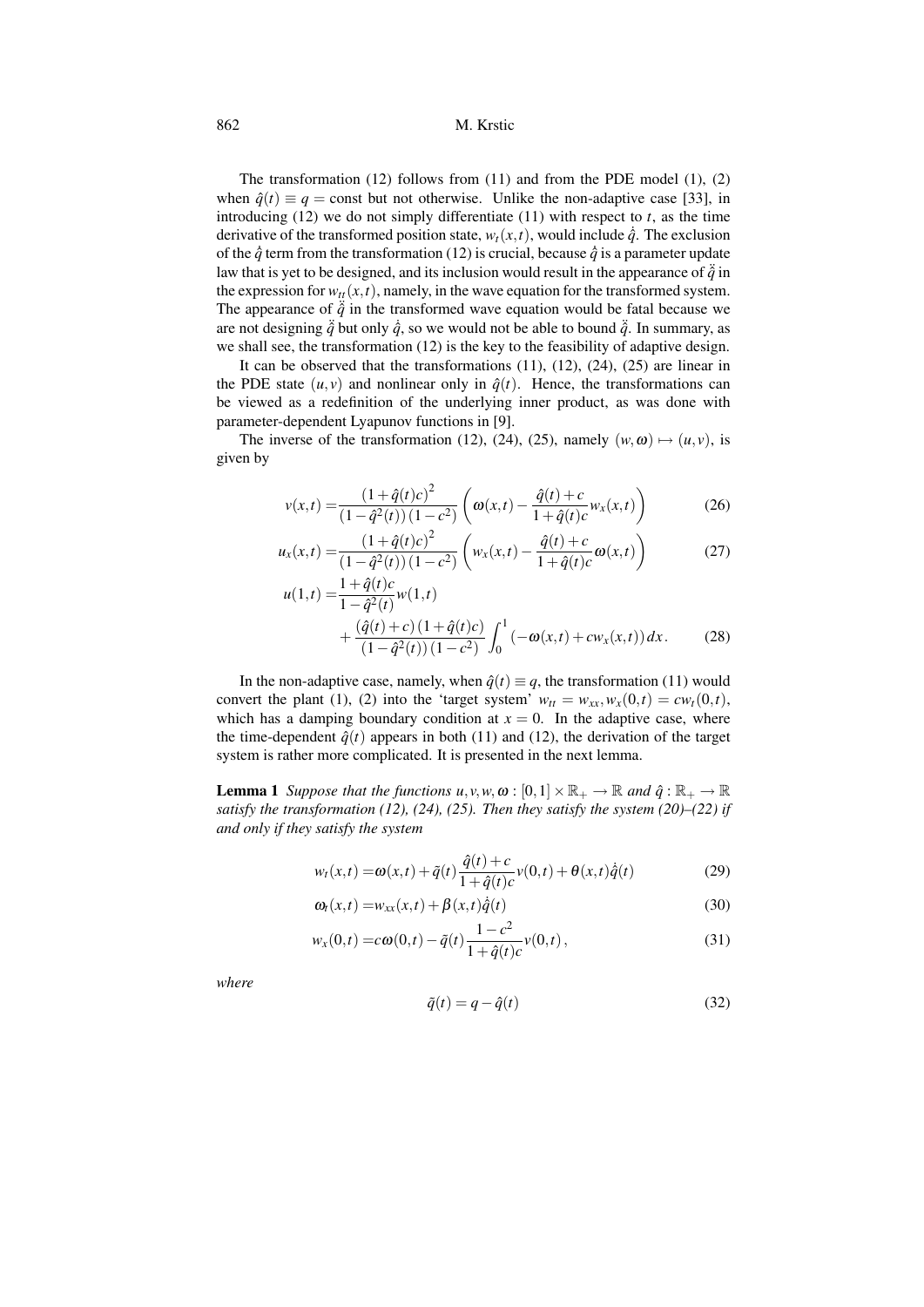The transformation (12) follows from (11) and from the PDE model (1), (2) when $\hat{q}(t) \equiv q = \text{const}$ but not otherwise. Unlike the non-adaptive case [33], in introducing (12) we do not simply differentiate (11) with respect to $t$, as the time derivative of the transformed position state, $w_t(x,t)$, would include $\dot{\hat{q}}$. The exclusion of the $\dot{\hat{q}}$ term from the transformation (12) is crucial, because $\dot{\hat{q}}$ is a parameter update law that is yet to be designed, and its inclusion would result in the appearance of $\ddot{\hat{q}}$ in the expression for $w_{tt}(x,t)$, namely, in the wave equation for the transformed system. The appearance of $\ddot{\hat{q}}$ in the transformed wave equation would be fatal because we are not designing $\ddot{\hat{q}}$ but only $\dot{\hat{q}}$, so we would not be able to bound $\ddot{\hat{q}}$. In summary, as we shall see, the transformation (12) is the key to the feasibility of adaptive design.

It can be observed that the transformations (11), (12), (24), (25) are linear in the PDE state $(u,v)$ and nonlinear only in $\hat{q}(t)$. Hence, the transformations can be viewed as a redefinition of the underlying inner product, as was done with parameter-dependent Lyapunov functions in [9].

The inverse of the transformation (12), (24), (25), namely $(w,\omega) \mapsto (u,v)$, is given by

$$v(x,t) = \frac{(1+\hat{q}(t)c)^2}{(1-\hat{q}^2(t))(1-c^2)} \left( \omega(x,t) - \frac{\hat{q}(t)+c}{1+\hat{q}(t)c} w_x(x,t) \right) \tag{26}$$

$$u_x(x,t) = \frac{(1+\hat{q}(t)c)^2}{(1-\hat{q}^2(t))(1-c^2)} \left( w_x(x,t) - \frac{\hat{q}(t)+c}{1+\hat{q}(t)c} \omega(x,t) \right) \tag{27}$$

$$u(1,t) = \frac{1+\hat{q}(t)c}{1-\hat{q}^2(t)} w(1,t) + \frac{(\hat{q}(t)+c)(1+\hat{q}(t)c)}{(1-\hat{q}^2(t))(1-c^2)} \int_0^1 (-\omega(x,t) + c w_x(x,t))\, dx . \tag{28}$$

In the non-adaptive case, namely, when $\hat{q}(t) \equiv q$, the transformation (11) would convert the plant (1), (2) into the 'target system' $w_{tt} = w_{xx}, w_x(0,t) = c w_t(0,t)$, which has a damping boundary condition at $x = 0$. In the adaptive case, where the time-dependent $\hat{q}(t)$ appears in both (11) and (12), the derivation of the target system is rather more complicated. It is presented in the next lemma.

**Lemma 1** *Suppose that the functions $u, v, w, \omega : [0,1] \times \mathbb{R}_+ \to \mathbb{R}$ and $\hat{q} : \mathbb{R}_+ \to \mathbb{R}$ satisfy the transformation (12), (24), (25). Then they satisfy the system (20)–(22) if and only if they satisfy the system*

$$w_t(x,t) = \omega(x,t) + \tilde{q}(t) \frac{\hat{q}(t)+c}{1+\hat{q}(t)c} v(0,t) + \theta(x,t)\dot{\hat{q}}(t) \tag{29}$$

$$\omega_t(x,t) = w_{xx}(x,t) + \beta(x,t)\dot{\hat{q}}(t) \tag{30}$$

$$w_x(0,t) = c\omega(0,t) - \tilde{q}(t) \frac{1-c^2}{1+\hat{q}(t)c} v(0,t) , \tag{31}$$

*where*

$$\tilde{q}(t) = q - \hat{q}(t) \tag{32}$$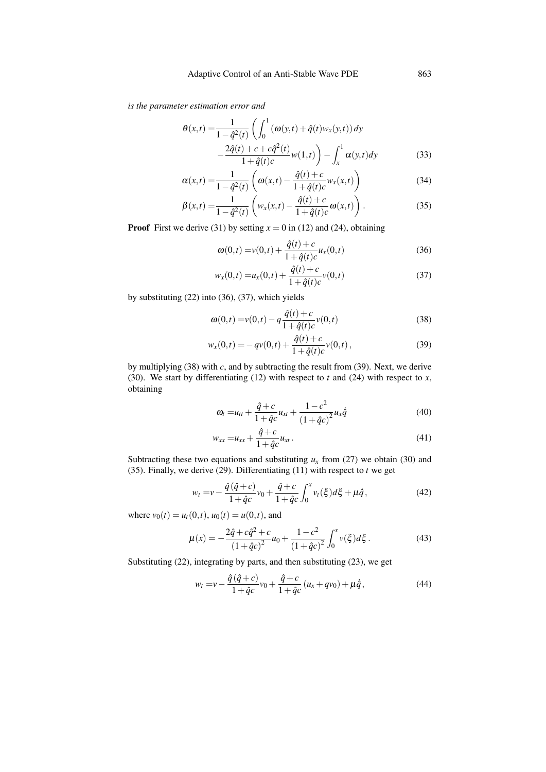*is the parameter estimation error and*

$$\theta(x,t) = \frac{1}{1-\hat{q}^2(t)}\left(\int_0^1 (\omega(y,t)+\hat{q}(t)w_x(y,t))\,dy - \frac{2\hat{q}(t)+c+c\hat{q}^2(t)}{1+\hat{q}(t)c}w(1,t)\right) - \int_x^1 \alpha(y,t)dy \tag{33}$$

$$\alpha(x,t) = \frac{1}{1-\hat{q}^2(t)}\left(\omega(x,t) - \frac{\hat{q}(t)+c}{1+\hat{q}(t)c}w_x(x,t)\right) \tag{34}$$

$$\beta(x,t) = \frac{1}{1-\hat{q}^2(t)}\left(w_x(x,t) - \frac{\hat{q}(t)+c}{1+\hat{q}(t)c}\omega(x,t)\right). \tag{35}$$

**Proof** First we derive (31) by setting $x=0$ in (12) and (24), obtaining

$$\omega(0,t) = v(0,t) + \frac{\hat{q}(t)+c}{1+\hat{q}(t)c}u_x(0,t) \tag{36}$$

$$w_x(0,t) = u_x(0,t) + \frac{\hat{q}(t)+c}{1+\hat{q}(t)c}v(0,t) \tag{37}$$

by substituting (22) into (36), (37), which yields

$$\omega(0,t) = v(0,t) - q\frac{\hat{q}(t)+c}{1+\hat{q}(t)c}v(0,t) \tag{38}$$

$$w_x(0,t) = -qv(0,t) + \frac{\hat{q}(t)+c}{1+\hat{q}(t)c}v(0,t), \tag{39}$$

by multiplying (38) with $c$, and by subtracting the result from (39). Next, we derive (30). We start by differentiating (12) with respect to $t$ and (24) with respect to $x$, obtaining

$$\omega_t = u_{tt} + \frac{\hat{q}+c}{1+\hat{q}c}u_{xt} + \frac{1-c^2}{(1+\hat{q}c)^2}u_x\dot{\hat{q}} \tag{40}$$

$$w_{xx} = u_{xx} + \frac{\hat{q}+c}{1+\hat{q}c}u_{xt}. \tag{41}$$

Subtracting these two equations and substituting $u_x$ from (27) we obtain (30) and (35). Finally, we derive (29). Differentiating (11) with respect to $t$ we get

$$w_t = v - \frac{\hat{q}(\hat{q}+c)}{1+\hat{q}c}v_0 + \frac{\hat{q}+c}{1+\hat{q}c}\int_0^x v_t(\xi)d\xi + \mu\dot{\hat{q}}, \tag{42}$$

where $v_0(t) = u_t(0,t)$, $u_0(t) = u(0,t)$, and

$$\mu(x) = -\frac{2\hat{q}+c\hat{q}^2+c}{(1+\hat{q}c)^2}u_0 + \frac{1-c^2}{(1+\hat{q}c)^2}\int_0^x v(\xi)d\xi. \tag{43}$$

Substituting (22), integrating by parts, and then substituting (23), we get

$$w_t = v - \frac{\hat{q}(\hat{q}+c)}{1+\hat{q}c}v_0 + \frac{\hat{q}+c}{1+\hat{q}c}(u_x+qv_0) + \mu\dot{\hat{q}}, \tag{44}$$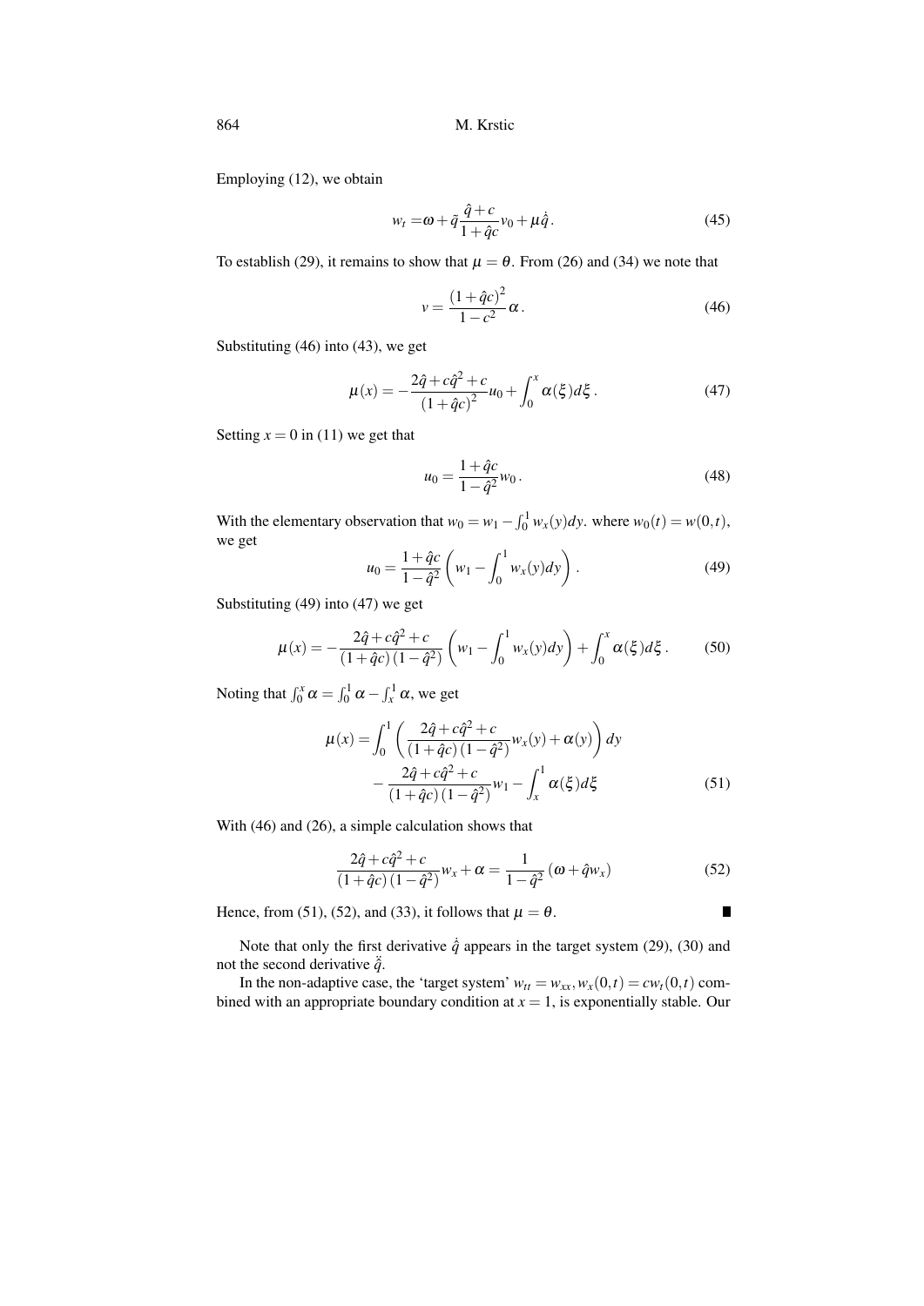Employing (12), we obtain

$$w_t = \omega + \tilde{q}\frac{\hat{q}+c}{1+\hat{q}c}v_0 + \mu\dot{\hat{q}}. \tag{45}$$

To establish (29), it remains to show that $\mu = \theta$. From (26) and (34) we note that

$$v = \frac{(1+\hat{q}c)^2}{1-c^2}\alpha. \tag{46}$$

Substituting (46) into (43), we get

$$\mu(x) = -\frac{2\hat{q}+c\hat{q}^2+c}{(1+\hat{q}c)^2}u_0 + \int_0^x \alpha(\xi)d\xi. \tag{47}$$

Setting $x=0$ in (11) we get that

$$u_0 = \frac{1+\hat{q}c}{1-\hat{q}^2}w_0. \tag{48}$$

With the elementary observation that $w_0 = w_1 - \int_0^1 w_x(y)dy$. where $w_0(t) = w(0,t)$, we get

$$u_0 = \frac{1+\hat{q}c}{1-\hat{q}^2}\left(w_1 - \int_0^1 w_x(y)dy\right). \tag{49}$$

Substituting (49) into (47) we get

$$\mu(x) = -\frac{2\hat{q}+c\hat{q}^2+c}{(1+\hat{q}c)(1-\hat{q}^2)}\left(w_1 - \int_0^1 w_x(y)dy\right) + \int_0^x \alpha(\xi)d\xi. \tag{50}$$

Noting that $\int_0^x \alpha = \int_0^1 \alpha - \int_x^1 \alpha$, we get

$$\begin{aligned}\mu(x) = &\int_0^1 \left(\frac{2\hat{q}+c\hat{q}^2+c}{(1+\hat{q}c)(1-\hat{q}^2)}w_x(y) + \alpha(y)\right)dy \\ &- \frac{2\hat{q}+c\hat{q}^2+c}{(1+\hat{q}c)(1-\hat{q}^2)}w_1 - \int_x^1 \alpha(\xi)d\xi \end{aligned} \tag{51}$$

With (46) and (26), a simple calculation shows that

$$\frac{2\hat{q}+c\hat{q}^2+c}{(1+\hat{q}c)(1-\hat{q}^2)}w_x + \alpha = \frac{1}{1-\hat{q}^2}(\omega + \hat{q}w_x) \tag{52}$$

Hence, from (51), (52), and (33), it follows that $\mu = \theta$. ∎

Note that only the first derivative $\dot{\hat{q}}$ appears in the target system (29), (30) and not the second derivative $\ddot{\hat{q}}$.

In the non-adaptive case, the 'target system' $w_{tt} = w_{xx}, w_x(0,t) = cw_t(0,t)$ combined with an appropriate boundary condition at $x=1$, is exponentially stable. Our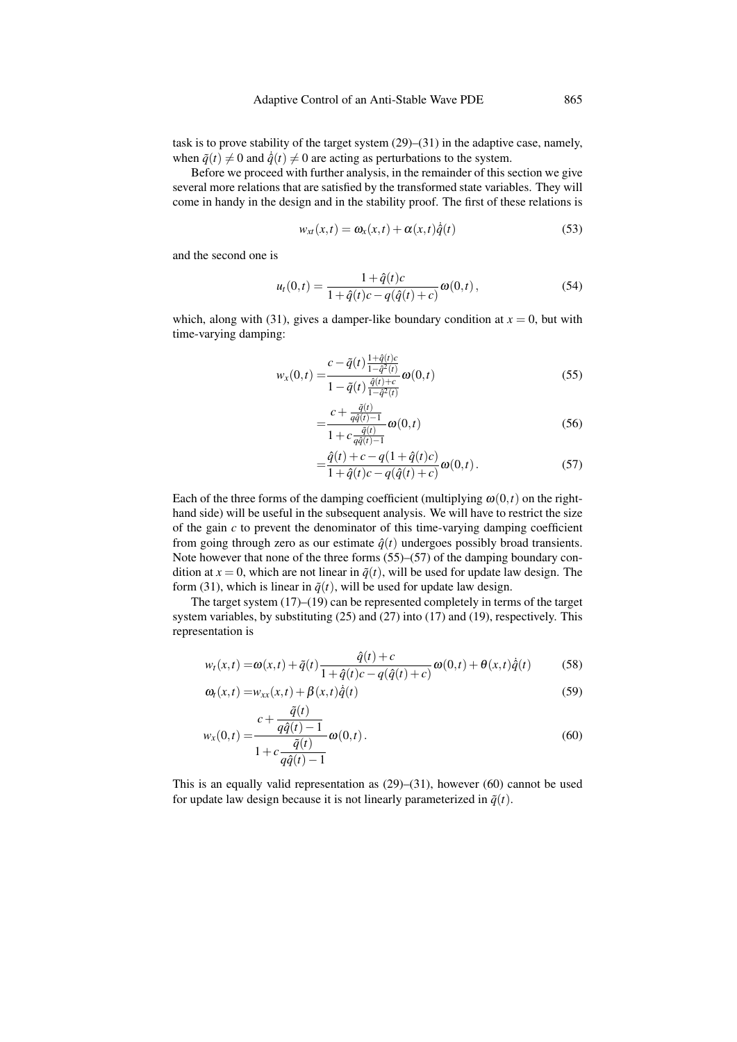task is to prove stability of the target system (29)–(31) in the adaptive case, namely, when $\tilde{q}(t) \neq 0$ and $\dot{\hat{q}}(t) \neq 0$ are acting as perturbations to the system.

Before we proceed with further analysis, in the remainder of this section we give several more relations that are satisfied by the transformed state variables. They will come in handy in the design and in the stability proof. The first of these relations is

$$w_{xt}(x,t) = \omega_x(x,t) + \alpha(x,t)\dot{\hat{q}}(t) \tag{53}$$

and the second one is

$$u_t(0,t) = \frac{1+\hat{q}(t)c}{1+\hat{q}(t)c - q(\hat{q}(t)+c)}\,\omega(0,t)\,, \tag{54}$$

which, along with (31), gives a damper-like boundary condition at $x=0$, but with time-varying damping:

$$\begin{aligned}
w_x(0,t) =& \frac{c - \tilde{q}(t)\frac{1+\hat{q}(t)c}{1-\hat{q}^2(t)}}{1-\tilde{q}(t)\frac{\hat{q}(t)+c}{1-\hat{q}^2(t)}}\,\omega(0,t) && (55)\\
=& \frac{c + \frac{\tilde{q}(t)}{q\hat{q}(t)-1}}{1+c\frac{\tilde{q}(t)}{q\hat{q}(t)-1}}\,\omega(0,t) && (56)\\
=& \frac{\hat{q}(t)+c-q(1+\hat{q}(t)c)}{1+\hat{q}(t)c-q(\hat{q}(t)+c)}\,\omega(0,t)\,. && (57)
\end{aligned}$$

Each of the three forms of the damping coefficient (multiplying $\omega(0,t)$ on the right-hand side) will be useful in the subsequent analysis. We will have to restrict the size of the gain $c$ to prevent the denominator of this time-varying damping coefficient from going through zero as our estimate $\hat{q}(t)$ undergoes possibly broad transients. Note however that none of the three forms (55)–(57) of the damping boundary condition at $x=0$, which are not linear in $\tilde{q}(t)$, will be used for update law design. The form (31), which is linear in $\tilde{q}(t)$, will be used for update law design.

The target system (17)–(19) can be represented completely in terms of the target system variables, by substituting (25) and (27) into (17) and (19), respectively. This representation is

$$\begin{aligned}
w_t(x,t) =& \omega(x,t) + \tilde{q}(t)\frac{\hat{q}(t)+c}{1+\hat{q}(t)c - q(\hat{q}(t)+c)}\,\omega(0,t) + \theta(x,t)\dot{\hat{q}}(t) && (58)\\
\omega_t(x,t) =& w_{xx}(x,t) + \beta(x,t)\dot{\hat{q}}(t) && (59)\\
w_x(0,t) =& \frac{c + \dfrac{\tilde{q}(t)}{q\hat{q}(t)-1}}{1+c\dfrac{\tilde{q}(t)}{q\hat{q}(t)-1}}\,\omega(0,t)\,. && (60)
\end{aligned}$$

This is an equally valid representation as (29)–(31), however (60) cannot be used for update law design because it is not linearly parameterized in $\tilde{q}(t)$.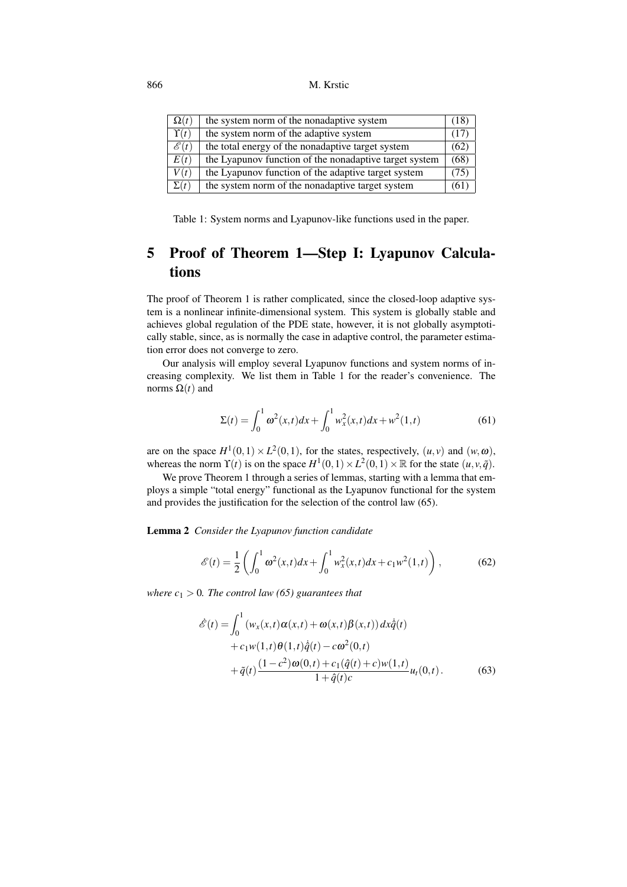| | | |
|---|---|---|
| $\Omega(t)$ | the system norm of the nonadaptive system | (18) |
| $\Upsilon(t)$ | the system norm of the adaptive system | (17) |
| $\mathscr{E}(t)$ | the total energy of the nonadaptive target system | (62) |
| $E(t)$ | the Lyapunov function of the nonadaptive target system | (68) |
| $V(t)$ | the Lyapunov function of the adaptive target system | (75) |
| $\Sigma(t)$ | the system norm of the nonadaptive target system | (61) |

Table 1: System norms and Lyapunov-like functions used in the paper.

# 5 Proof of Theorem 1—Step I: Lyapunov Calculations

The proof of Theorem 1 is rather complicated, since the closed-loop adaptive system is a nonlinear infinite-dimensional system. This system is globally stable and achieves global regulation of the PDE state, however, it is not globally asymptotically stable, since, as is normally the case in adaptive control, the parameter estimation error does not converge to zero.

Our analysis will employ several Lyapunov functions and system norms of increasing complexity. We list them in Table 1 for the reader's convenience. The norms $\Omega(t)$ and

$$\Sigma(t) = \int_0^1 \omega^2(x,t)dx + \int_0^1 w_x^2(x,t)dx + w^2(1,t) \tag{61}$$

are on the space $H^1(0,1) \times L^2(0,1)$, for the states, respectively, $(u,v)$ and $(w,\omega)$, whereas the norm $\Upsilon(t)$ is on the space $H^1(0,1) \times L^2(0,1) \times \mathbb{R}$ for the state $(u,v,\tilde{q})$.

We prove Theorem 1 through a series of lemmas, starting with a lemma that employs a simple "total energy" functional as the Lyapunov functional for the system and provides the justification for the selection of the control law (65).

**Lemma 2** *Consider the Lyapunov function candidate*

$$\mathscr{E}(t) = \frac{1}{2}\left(\int_0^1 \omega^2(x,t)dx + \int_0^1 w_x^2(x,t)dx + c_1 w^2(1,t)\right), \tag{62}$$

*where $c_1 > 0$. The control law (65) guarantees that*

$$\begin{aligned}
\dot{\mathscr{E}}(t) = {} & \int_0^1 \left(w_x(x,t)\alpha(x,t) + \omega(x,t)\beta(x,t)\right)dx\dot{\hat{q}}(t) \\
& + c_1 w(1,t)\theta(1,t)\dot{\hat{q}}(t) - c\omega^2(0,t) \\
& + \tilde{q}(t)\frac{(1-c^2)\omega(0,t) + c_1(\hat{q}(t)+c)w(1,t)}{1+\hat{q}(t)c}u_t(0,t)\,.
\end{aligned} \tag{63}$$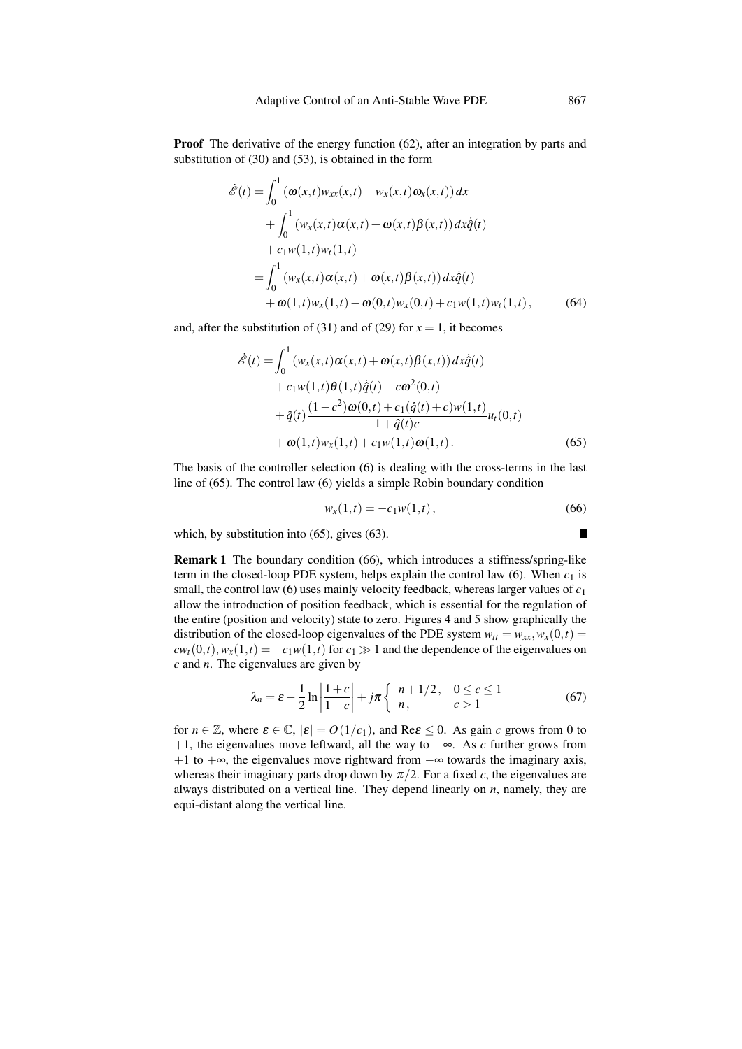**Proof** The derivative of the energy function (62), after an integration by parts and substitution of (30) and (53), is obtained in the form

$$
\begin{aligned}
\dot{\mathscr{E}}(t) &= \int_0^1 \left(\omega(x,t)w_{xx}(x,t) + w_x(x,t)\omega_x(x,t)\right)dx \\
&\quad + \int_0^1 \left(w_x(x,t)\alpha(x,t) + \omega(x,t)\beta(x,t)\right)dx\dot{\hat{q}}(t) \\
&\quad + c_1 w(1,t)w_t(1,t) \\
&= \int_0^1 \left(w_x(x,t)\alpha(x,t) + \omega(x,t)\beta(x,t)\right)dx\dot{\hat{q}}(t) \\
&\quad + \omega(1,t)w_x(1,t) - \omega(0,t)w_x(0,t) + c_1 w(1,t)w_t(1,t)\,, \qquad (64)
\end{aligned}
$$

and, after the substitution of (31) and of (29) for $x = 1$, it becomes

$$
\begin{aligned}
\dot{\mathscr{E}}(t) &= \int_0^1 \left(w_x(x,t)\alpha(x,t) + \omega(x,t)\beta(x,t)\right)dx\dot{\hat{q}}(t) \\
&\quad + c_1 w(1,t)\theta(1,t)\dot{\hat{q}}(t) - c\omega^2(0,t) \\
&\quad + \tilde{q}(t)\frac{(1-c^2)\omega(0,t) + c_1(\hat{q}(t)+c)w(1,t)}{1+\hat{q}(t)c}u_t(0,t) \\
&\quad + \omega(1,t)w_x(1,t) + c_1 w(1,t)\omega(1,t)\,. \qquad (65)
\end{aligned}
$$

The basis of the controller selection (6) is dealing with the cross-terms in the last line of (65). The control law (6) yields a simple Robin boundary condition

$$
w_x(1,t) = -c_1 w(1,t)\,, \qquad (66)
$$

which, by substitution into (65), gives (63). ∎

**Remark 1** The boundary condition (66), which introduces a stiffness/spring-like term in the closed-loop PDE system, helps explain the control law (6). When $c_1$ is small, the control law (6) uses mainly velocity feedback, whereas larger values of $c_1$ allow the introduction of position feedback, which is essential for the regulation of the entire (position and velocity) state to zero. Figures 4 and 5 show graphically the distribution of the closed-loop eigenvalues of the PDE system $w_{tt} = w_{xx}, w_x(0,t) = cw_t(0,t), w_x(1,t) = -c_1 w(1,t)$ for $c_1 \gg 1$ and the dependence of the eigenvalues on $c$ and $n$. The eigenvalues are given by

$$
\lambda_n = \varepsilon - \frac{1}{2}\ln\left|\frac{1+c}{1-c}\right| + j\pi \begin{cases} n + 1/2\,, & 0 \le c \le 1 \\ n\,, & c > 1 \end{cases} \qquad (67)
$$

for $n \in \mathbb{Z}$, where $\varepsilon \in \mathbb{C}$, $|\varepsilon| = O(1/c_1)$, and $\mathrm{Re}\varepsilon \le 0$. As gain $c$ grows from 0 to $+1$, the eigenvalues move leftward, all the way to $-\infty$. As $c$ further grows from $+1$ to $+\infty$, the eigenvalues move rightward from $-\infty$ towards the imaginary axis, whereas their imaginary parts drop down by $\pi/2$. For a fixed $c$, the eigenvalues are always distributed on a vertical line. They depend linearly on $n$, namely, they are equi-distant along the vertical line.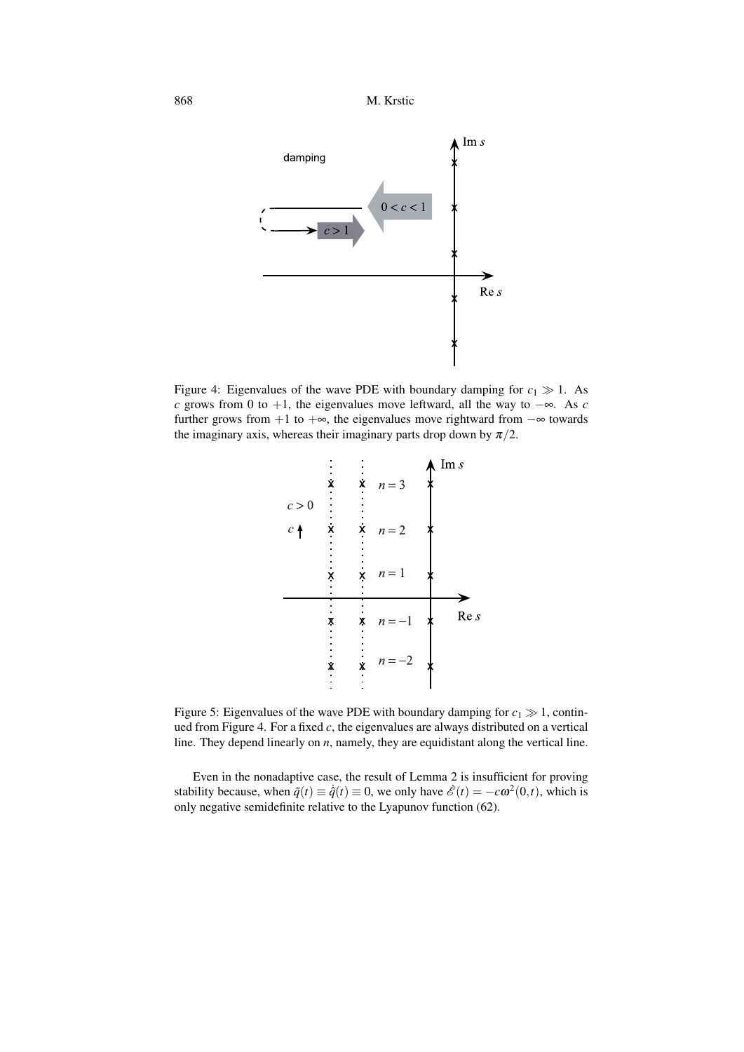Figure 4: Eigenvalues of the wave PDE with boundary damping for $c_1 \gg 1$. As $c$ grows from 0 to $+1$, the eigenvalues move leftward, all the way to $-\infty$. As $c$ further grows from $+1$ to $+\infty$, the eigenvalues move rightward from $-\infty$ towards the imaginary axis, whereas their imaginary parts drop down by $\pi/2$.

Figure 5: Eigenvalues of the wave PDE with boundary damping for $c_1 \gg 1$, continued from Figure 4. For a fixed $c$, the eigenvalues are always distributed on a vertical line. They depend linearly on $n$, namely, they are equidistant along the vertical line.

Even in the nonadaptive case, the result of Lemma 2 is insufficient for proving stability because, when $\tilde{q}(t) \equiv \hat{q}(t) \equiv 0$, we only have $\dot{\mathscr{E}}(t) = -c\omega^2(0,t)$, which is only negative semidefinite relative to the Lyapunov function (62).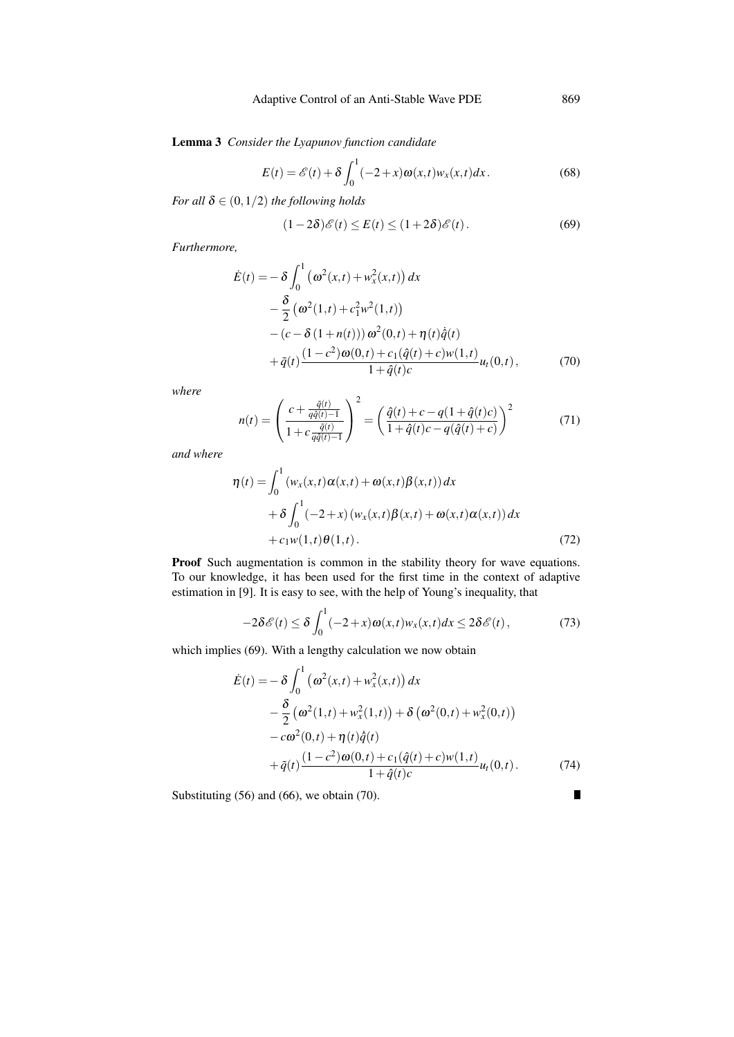**Lemma 3** *Consider the Lyapunov function candidate*

$$E(t) = \mathscr{E}(t) + \delta \int_0^1 (-2+x)\omega(x,t)w_x(x,t)dx. \tag{68}$$

*For all $\delta \in (0, 1/2)$ the following holds*

$$(1-2\delta)\mathscr{E}(t) \leq E(t) \leq (1+2\delta)\mathscr{E}(t). \tag{69}$$

*Furthermore,*

$$\begin{aligned}
\dot{E}(t) = & -\delta \int_0^1 \left(\omega^2(x,t) + w_x^2(x,t)\right) dx \\
& - \frac{\delta}{2}\left(\omega^2(1,t) + c_1^2 w^2(1,t)\right) \\
& - \left(c - \delta\left(1 + n(t)\right)\right)\omega^2(0,t) + \eta(t)\dot{\hat{q}}(t) \\
& + \tilde{q}(t)\frac{(1-c^2)\omega(0,t) + c_1(\hat{q}(t)+c)w(1,t)}{1+\hat{q}(t)c}u_t(0,t),
\end{aligned} \tag{70}$$

*where*

$$n(t) = \left(\frac{c + \frac{\tilde{q}(t)}{q\hat{q}(t)-1}}{1 + c\frac{\tilde{q}(t)}{q\hat{q}(t)-1}}\right)^2 = \left(\frac{\hat{q}(t) + c - q(1+\hat{q}(t)c)}{1+\hat{q}(t)c - q(\hat{q}(t)+c)}\right)^2 \tag{71}$$

*and where*

$$\begin{aligned}
\eta(t) = & \int_0^1 \left(w_x(x,t)\alpha(x,t) + \omega(x,t)\beta(x,t)\right) dx \\
& + \delta \int_0^1 (-2+x)\left(w_x(x,t)\beta(x,t) + \omega(x,t)\alpha(x,t)\right) dx \\
& + c_1 w(1,t)\theta(1,t).
\end{aligned} \tag{72}$$

**Proof** Such augmentation is common in the stability theory for wave equations. To our knowledge, it has been used for the first time in the context of adaptive estimation in [9]. It is easy to see, with the help of Young's inequality, that

$$-2\delta\mathscr{E}(t) \leq \delta \int_0^1 (-2+x)\omega(x,t)w_x(x,t)dx \leq 2\delta\mathscr{E}(t), \tag{73}$$

which implies (69). With a lengthy calculation we now obtain

$$\begin{aligned}
\dot{E}(t) = & -\delta \int_0^1 \left(\omega^2(x,t) + w_x^2(x,t)\right) dx \\
& - \frac{\delta}{2}\left(\omega^2(1,t) + w_x^2(1,t)\right) + \delta\left(\omega^2(0,t) + w_x^2(0,t)\right) \\
& - c\omega^2(0,t) + \eta(t)\dot{\hat{q}}(t) \\
& + \tilde{q}(t)\frac{(1-c^2)\omega(0,t) + c_1(\hat{q}(t)+c)w(1,t)}{1+\hat{q}(t)c}u_t(0,t).
\end{aligned} \tag{74}$$

Substituting (56) and (66), we obtain (70). ∎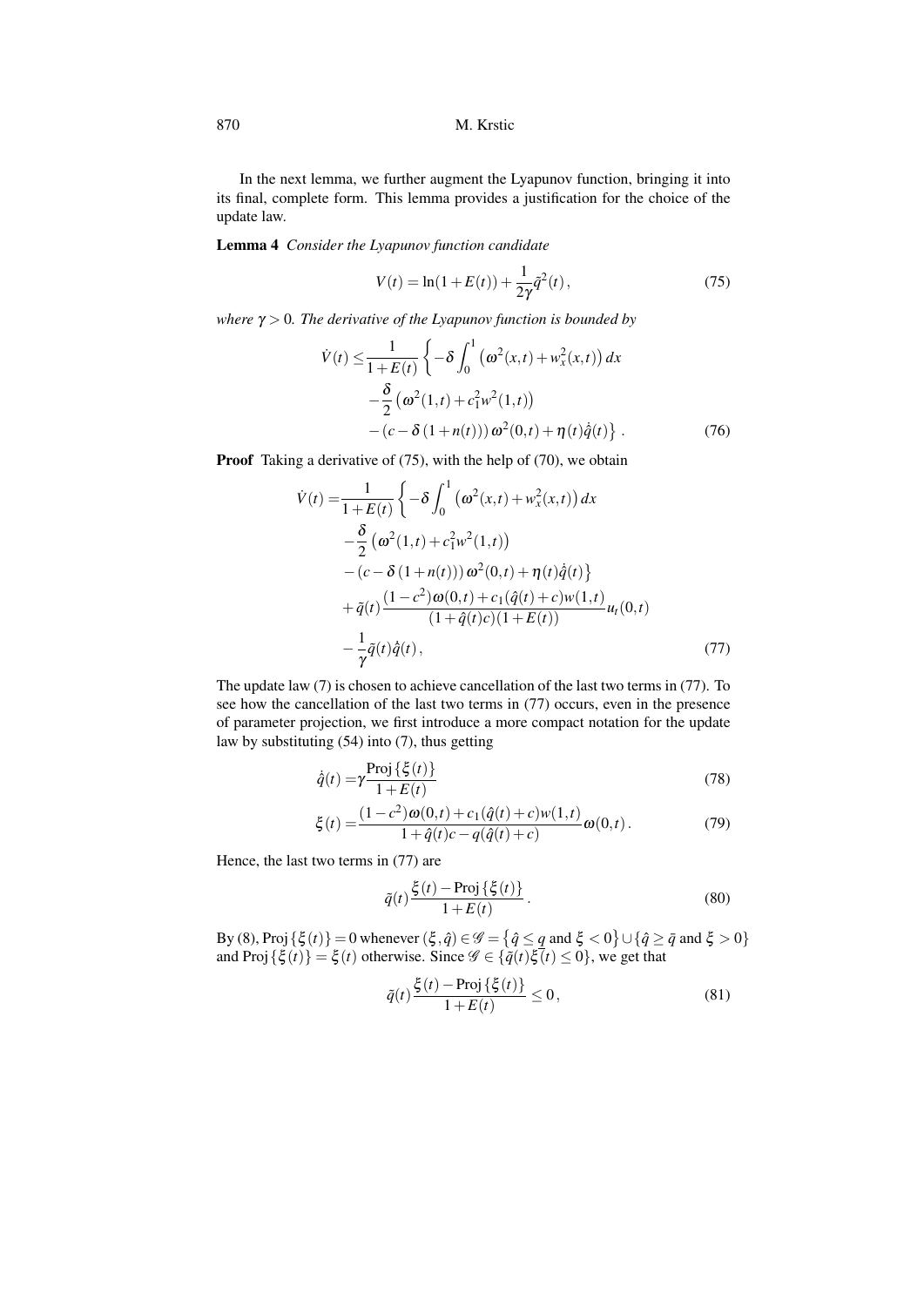In the next lemma, we further augment the Lyapunov function, bringing it into its final, complete form. This lemma provides a justification for the choice of the update law.

**Lemma 4** *Consider the Lyapunov function candidate*

$$V(t) = \ln(1+E(t)) + \frac{1}{2\gamma}\tilde{q}^2(t)\,, \tag{75}$$

*where $\gamma > 0$. The derivative of the Lyapunov function is bounded by*

$$\begin{aligned}
\dot{V}(t) \leq & \frac{1}{1+E(t)}\left\{-\delta\int_0^1 \left(\omega^2(x,t)+w_x^2(x,t)\right)dx \right.\\
& -\frac{\delta}{2}\left(\omega^2(1,t)+c_1^2 w^2(1,t)\right)\\
& \left. -\left(c-\delta\left(1+n(t)\right)\right)\omega^2(0,t)+\eta(t)\dot{\hat{q}}(t)\right\}\,.
\end{aligned} \tag{76}$$

**Proof** Taking a derivative of (75), with the help of (70), we obtain

$$\begin{aligned}
\dot{V}(t) = & \frac{1}{1+E(t)}\left\{-\delta\int_0^1 \left(\omega^2(x,t)+w_x^2(x,t)\right)dx \right.\\
& -\frac{\delta}{2}\left(\omega^2(1,t)+c_1^2 w^2(1,t)\right)\\
& \left. -\left(c-\delta\left(1+n(t)\right)\right)\omega^2(0,t)+\eta(t)\dot{\hat{q}}(t)\right\}\\
& +\tilde{q}(t)\frac{(1-c^2)\omega(0,t)+c_1(\hat{q}(t)+c)w(1,t)}{(1+\hat{q}(t)c)(1+E(t))}u_t(0,t)\\
& -\frac{1}{\gamma}\tilde{q}(t)\dot{\hat{q}}(t)\,,
\end{aligned} \tag{77}$$

The update law (7) is chosen to achieve cancellation of the last two terms in (77). To see how the cancellation of the last two terms in (77) occurs, even in the presence of parameter projection, we first introduce a more compact notation for the update law by substituting (54) into (7), thus getting

$$\dot{\hat{q}}(t) = \gamma\frac{\mathrm{Proj}\left\{\xi(t)\right\}}{1+E(t)} \tag{78}$$

$$\xi(t) = \frac{(1-c^2)\omega(0,t)+c_1(\hat{q}(t)+c)w(1,t)}{1+\hat{q}(t)c-q(\hat{q}(t)+c)}\omega(0,t)\,. \tag{79}$$

Hence, the last two terms in (77) are

$$\tilde{q}(t)\frac{\xi(t)-\mathrm{Proj}\left\{\xi(t)\right\}}{1+E(t)}\,. \tag{80}$$

By (8), $\mathrm{Proj}\left\{\xi(t)\right\}=0$ whenever $(\xi,\hat{q})\in\mathscr{G}=\left\{\hat{q}\leq \underline{q} \text{ and } \xi<0\right\}\cup\left\{\hat{q}\geq\bar{q} \text{ and } \xi>0\right\}$ and $\mathrm{Proj}\left\{\xi(t)\right\}=\xi(t)$ otherwise. Since $\mathscr{G}\in\left\{\tilde{q}(t)\xi(t)\leq 0\right\}$, we get that

$$\tilde{q}(t)\frac{\xi(t)-\mathrm{Proj}\left\{\xi(t)\right\}}{1+E(t)}\leq 0\,, \tag{81}$$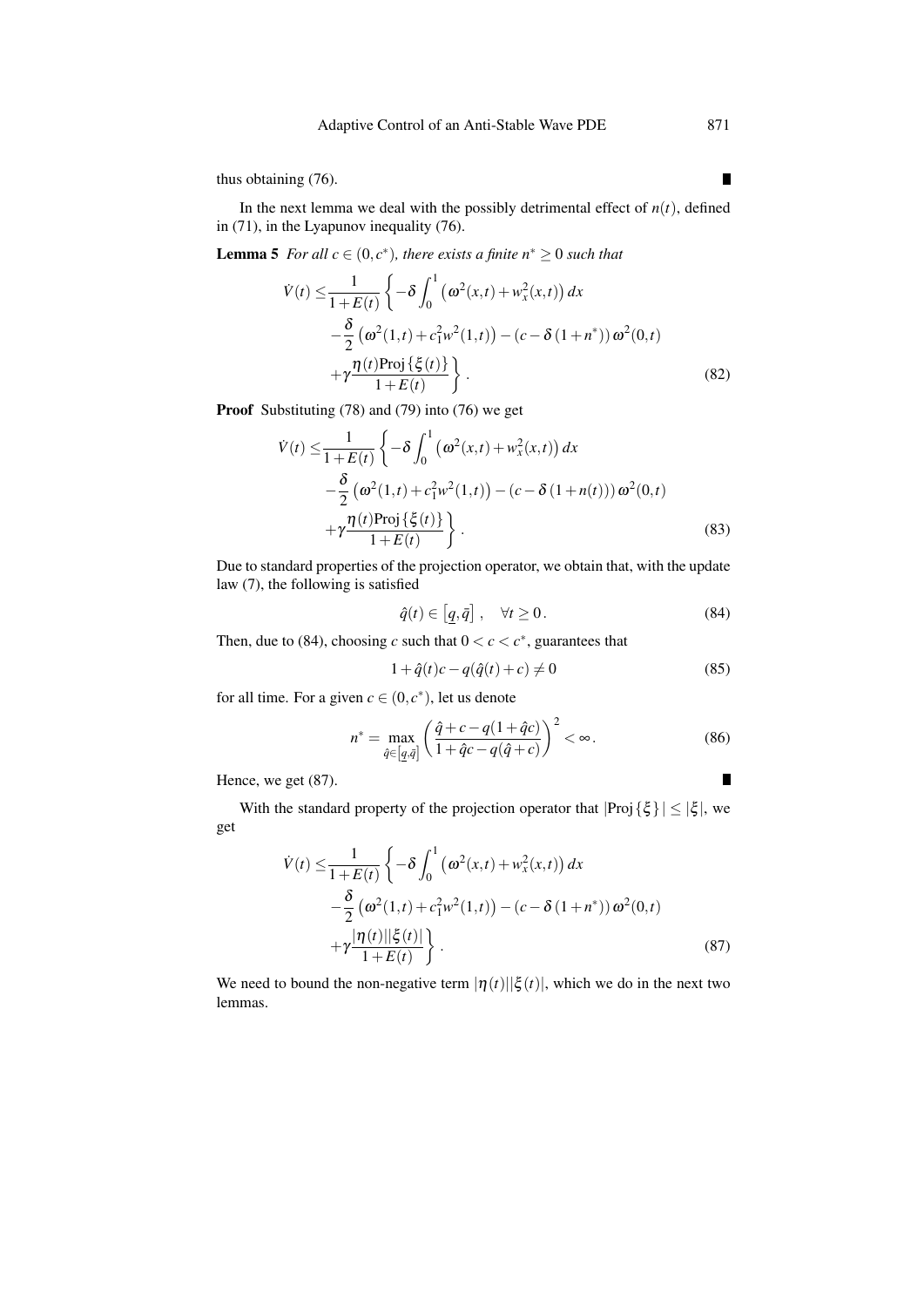thus obtaining (76). ∎

In the next lemma we deal with the possibly detrimental effect of $n(t)$, defined in (71), in the Lyapunov inequality (76).

**Lemma 5** *For all $c \in (0, c^*)$, there exists a finite $n^* \geq 0$ such that*

$$
\begin{aligned}
\dot{V}(t) \leq & \frac{1}{1+E(t)} \left\{ -\delta \int_0^1 \left( \omega^2(x,t) + w_x^2(x,t) \right) dx \right. \\
& - \frac{\delta}{2} \left( \omega^2(1,t) + c_1^2 w^2(1,t) \right) - \left( c - \delta \left( 1 + n^* \right) \right) \omega^2(0,t) \\
& \left. + \gamma \frac{\eta(t) \text{Proj}\{\xi(t)\}}{1+E(t)} \right\}.
\end{aligned} \tag{82}
$$

**Proof** Substituting (78) and (79) into (76) we get

$$
\begin{aligned}
\dot{V}(t) \leq & \frac{1}{1+E(t)} \left\{ -\delta \int_0^1 \left( \omega^2(x,t) + w_x^2(x,t) \right) dx \right. \\
& - \frac{\delta}{2} \left( \omega^2(1,t) + c_1^2 w^2(1,t) \right) - \left( c - \delta \left( 1 + n(t) \right) \right) \omega^2(0,t) \\
& \left. + \gamma \frac{\eta(t) \text{Proj}\{\xi(t)\}}{1+E(t)} \right\}.
\end{aligned} \tag{83}
$$

Due to standard properties of the projection operator, we obtain that, with the update law (7), the following is satisfied

$$
\hat{q}(t) \in \left[ \underline{q}, \bar{q} \right], \quad \forall t \geq 0. \tag{84}
$$

Then, due to (84), choosing $c$ such that $0 < c < c^*$, guarantees that

$$
1 + \hat{q}(t)c - q(\hat{q}(t) + c) \neq 0 \tag{85}
$$

for all time. For a given $c \in (0, c^*)$, let us denote

$$
n^* = \max_{\hat{q} \in \left[ \underline{q}, \bar{q} \right]} \left( \frac{\hat{q} + c - q(1 + \hat{q}c)}{1 + \hat{q}c - q(\hat{q} + c)} \right)^2 < \infty. \tag{86}
$$

Hence, we get (87). ∎

With the standard property of the projection operator that $|\text{Proj}\{\xi\}| \leq |\xi|$, we get

$$
\begin{aligned}
\dot{V}(t) \leq & \frac{1}{1+E(t)} \left\{ -\delta \int_0^1 \left( \omega^2(x,t) + w_x^2(x,t) \right) dx \right. \\
& - \frac{\delta}{2} \left( \omega^2(1,t) + c_1^2 w^2(1,t) \right) - \left( c - \delta \left( 1 + n^* \right) \right) \omega^2(0,t) \\
& \left. + \gamma \frac{|\eta(t)||\xi(t)|}{1+E(t)} \right\}.
\end{aligned} \tag{87}
$$

We need to bound the non-negative term $|\eta(t)||\xi(t)|$, which we do in the next two lemmas.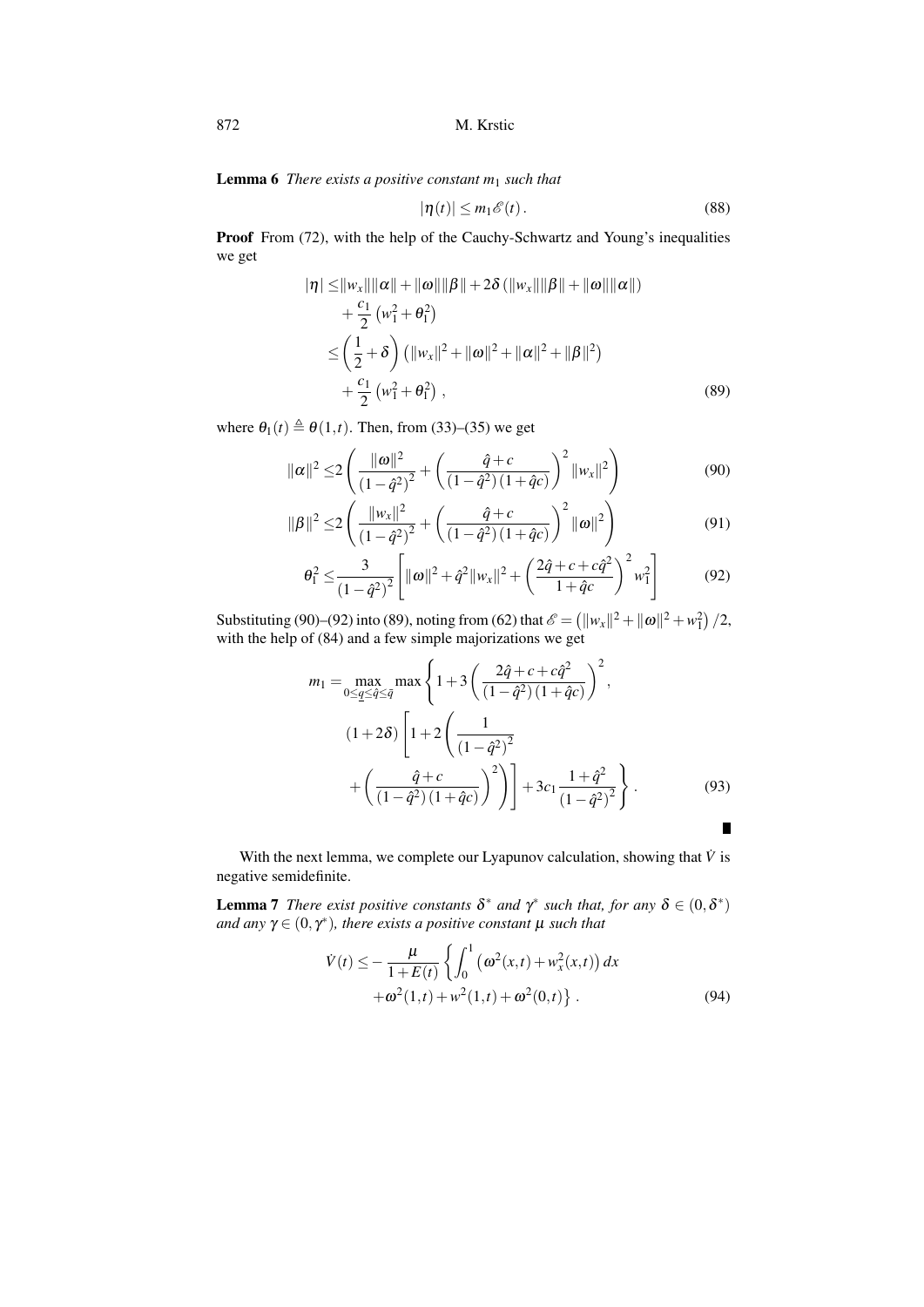**Lemma 6** *There exists a positive constant $m_1$ such that*

$$|\eta(t)| \leq m_1 \mathscr{E}(t)\,. \tag{88}$$

**Proof** From (72), with the help of the Cauchy-Schwartz and Young's inequalities we get

$$\begin{aligned}
|\eta| \leq& \|w_x\|\|\alpha\| + \|\omega\|\|\beta\| + 2\delta\left(\|w_x\|\|\beta\| + \|\omega\|\|\alpha\|\right) \\
&+ \frac{c_1}{2}\left(w_1^2 + \theta_1^2\right) \\
\leq& \left(\frac{1}{2} + \delta\right)\left(\|w_x\|^2 + \|\omega\|^2 + \|\alpha\|^2 + \|\beta\|^2\right) \\
&+ \frac{c_1}{2}\left(w_1^2 + \theta_1^2\right),
\end{aligned} \tag{89}$$

where $\theta_1(t) \triangleq \theta(1,t)$. Then, from (33)–(35) we get

$$\|\alpha\|^2 \leq 2\left(\frac{\|\omega\|^2}{\left(1-\hat{q}^2\right)^2} + \left(\frac{\hat{q}+c}{\left(1-\hat{q}^2\right)\left(1+\hat{q}c\right)}\right)^2 \|w_x\|^2\right) \tag{90}$$

$$\|\beta\|^2 \leq 2\left(\frac{\|w_x\|^2}{\left(1-\hat{q}^2\right)^2} + \left(\frac{\hat{q}+c}{\left(1-\hat{q}^2\right)\left(1+\hat{q}c\right)}\right)^2 \|\omega\|^2\right) \tag{91}$$

$$\theta_1^2 \leq \frac{3}{\left(1-\hat{q}^2\right)^2}\left[\|\omega\|^2 + \hat{q}^2\|w_x\|^2 + \left(\frac{2\hat{q}+c+c\hat{q}^2}{1+\hat{q}c}\right)^2 w_1^2\right] \tag{92}$$

Substituting (90)–(92) into (89), noting from (62) that $\mathscr{E} = \left(\|w_x\|^2 + \|\omega\|^2 + w_1^2\right)/2$, with the help of (84) and a few simple majorizations we get

$$\begin{aligned}
m_1 = \max_{0\leq \underline{q} \leq \hat{q} \leq \bar{q}} \max\Bigg\{& 1 + 3\left(\frac{2\hat{q}+c+c\hat{q}^2}{\left(1-\hat{q}^2\right)\left(1+\hat{q}c\right)}\right)^2, \\
&(1+2\delta)\left[1 + 2\left(\frac{1}{\left(1-\hat{q}^2\right)^2}\right.\right. \\
&\left.\left. + \left(\frac{\hat{q}+c}{\left(1-\hat{q}^2\right)\left(1+\hat{q}c\right)}\right)^2\right)\right] + 3c_1\frac{1+\hat{q}^2}{\left(1-\hat{q}^2\right)^2}\Bigg\}\,.
\end{aligned} \tag{93}$$

∎

With the next lemma, we complete our Lyapunov calculation, showing that $\dot{V}$ is negative semidefinite.

**Lemma 7** *There exist positive constants $\delta^*$ and $\gamma^*$ such that, for any $\delta \in (0,\delta^*)$ and any $\gamma \in (0,\gamma^*)$, there exists a positive constant $\mu$ such that*

$$\begin{aligned}
\dot{V}(t) \leq& -\frac{\mu}{1+E(t)}\left\{\int_0^1 \left(\omega^2(x,t) + w_x^2(x,t)\right)dx\right. \\
&\left. + \omega^2(1,t) + w^2(1,t) + \omega^2(0,t)\right\}.
\end{aligned} \tag{94}$$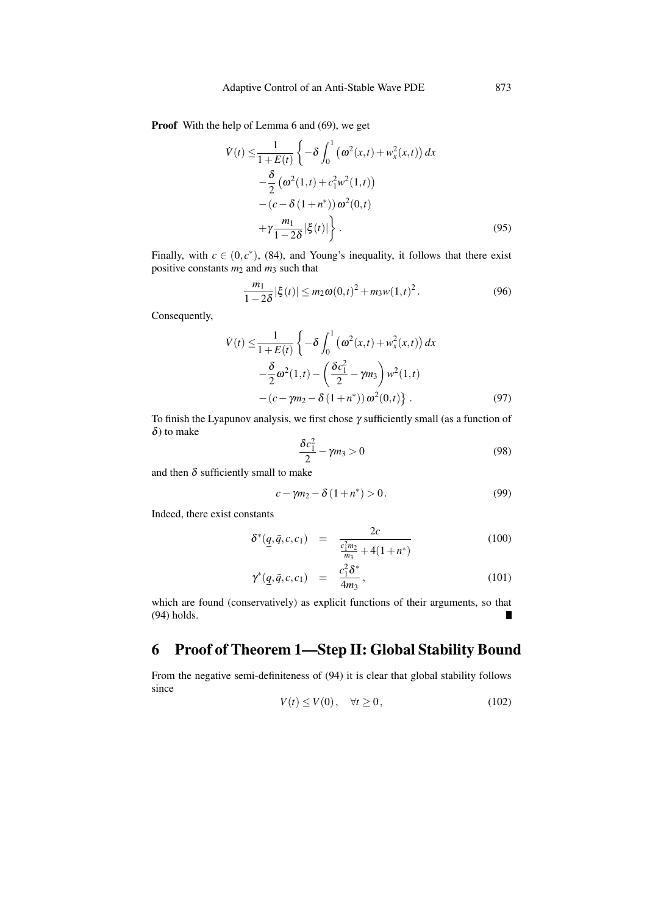**Proof** With the help of Lemma 6 and (69), we get

$$
\begin{aligned}
\dot{V}(t) \leq & \frac{1}{1+E(t)} \left\{ -\delta \int_0^1 \left(\omega^2(x,t) + w_x^2(x,t)\right) dx \right. \\
& - \frac{\delta}{2} \left(\omega^2(1,t) + c_1^2 w^2(1,t)\right) \\
& - \left(c - \delta\left(1+n^*\right)\right) \omega^2(0,t) \\
& \left. + \gamma \frac{m_1}{1-2\delta} |\xi(t)| \right\} . 
\end{aligned} \tag{95}
$$

Finally, with $c \in (0, c^*)$, (84), and Young's inequality, it follows that there exist positive constants $m_2$ and $m_3$ such that

$$
\frac{m_1}{1-2\delta} |\xi(t)| \leq m_2 \omega(0,t)^2 + m_3 w(1,t)^2 . \tag{96}
$$

Consequently,

$$
\begin{aligned}
\dot{V}(t) \leq & \frac{1}{1+E(t)} \left\{ -\delta \int_0^1 \left(\omega^2(x,t) + w_x^2(x,t)\right) dx \right. \\
& - \frac{\delta}{2} \omega^2(1,t) - \left( \frac{\delta c_1^2}{2} - \gamma m_3 \right) w^2(1,t) \\
& \left. - \left(c - \gamma m_2 - \delta\left(1+n^*\right)\right) \omega^2(0,t) \right\} . 
\end{aligned} \tag{97}
$$

To finish the Lyapunov analysis, we first chose $\gamma$ sufficiently small (as a function of $\delta$) to make

$$
\frac{\delta c_1^2}{2} - \gamma m_3 > 0 \tag{98}
$$

and then $\delta$ sufficiently small to make

$$
c - \gamma m_2 - \delta\left(1+n^*\right) > 0 . \tag{99}
$$

Indeed, there exist constants

$$
\delta^*(\underline{q}, \bar{q}, c, c_1) = \frac{2c}{\frac{c_1^2 m_2}{m_3} + 4(1+n^*)} \tag{100}
$$

$$
\gamma^*(\underline{q}, \bar{q}, c, c_1) = \frac{c_1^2 \delta^*}{4 m_3} , \tag{101}
$$

which are found (conservatively) as explicit functions of their arguments, so that (94) holds. ∎

## 6 Proof of Theorem 1—Step II: Global Stability Bound

From the negative semi-definiteness of (94) it is clear that global stability follows since

$$
V(t) \leq V(0) , \quad \forall t \geq 0 , \tag{102}
$$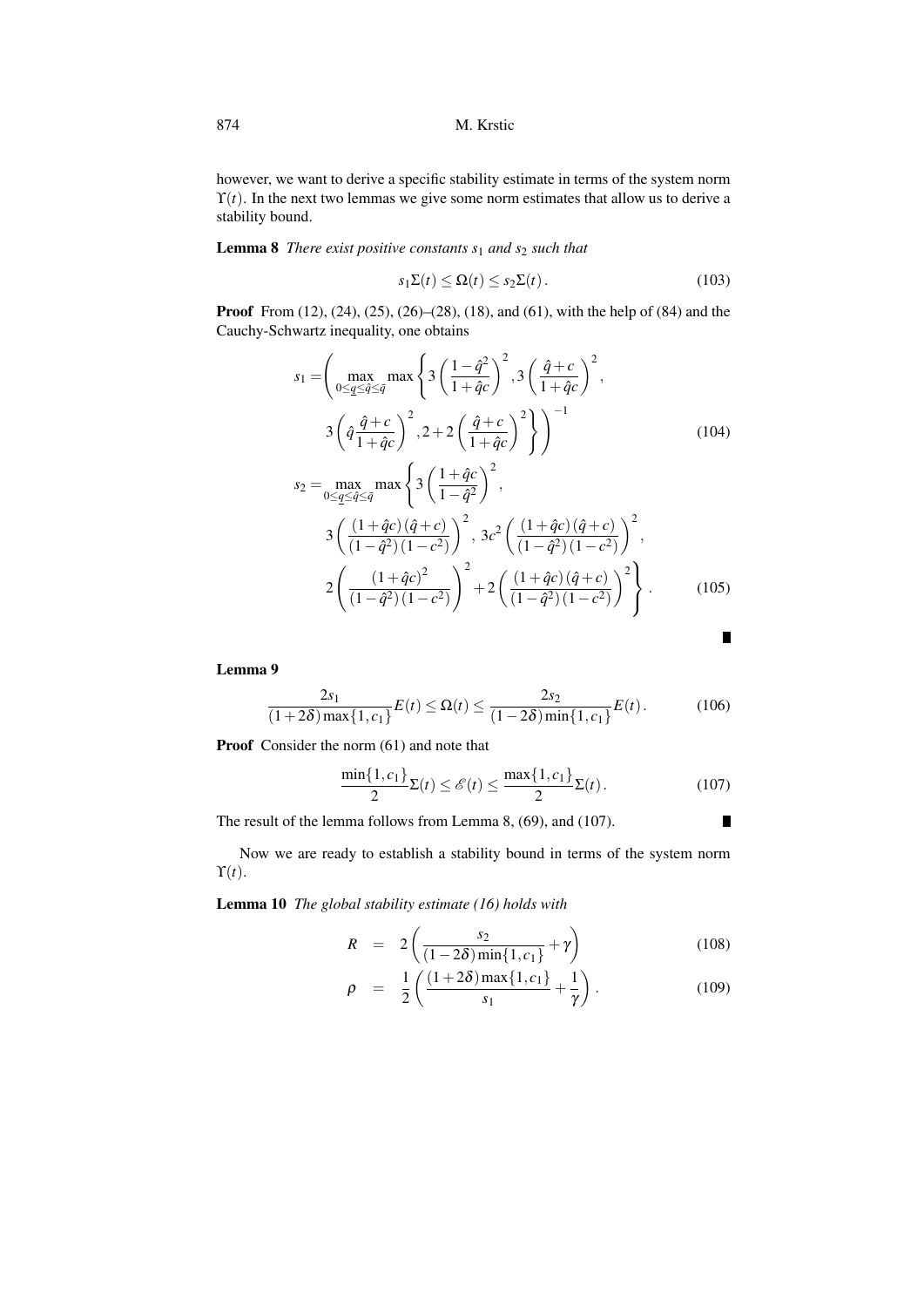however, we want to derive a specific stability estimate in terms of the system norm $\Upsilon(t)$. In the next two lemmas we give some norm estimates that allow us to derive a stability bound.

**Lemma 8** *There exist positive constants $s_1$ and $s_2$ such that*

$$s_1 \Sigma(t) \leq \Omega(t) \leq s_2 \Sigma(t) \,. \tag{103}$$

**Proof** From (12), (24), (25), (26)–(28), (18), and (61), with the help of (84) and the Cauchy-Schwartz inequality, one obtains

$$\begin{aligned} s_1 = & \left( \max_{0 \leq \underline{q} \leq \hat{q} \leq \bar{q}} \max \left\{ 3 \left( \frac{1-\hat{q}^2}{1+\hat{q}c} \right)^2 , 3 \left( \frac{\hat{q}+c}{1+\hat{q}c} \right)^2 , \right. \right. \\ & \left. \left. 3 \left( \hat{q} \frac{\hat{q}+c}{1+\hat{q}c} \right)^2 , 2 + 2 \left( \frac{\hat{q}+c}{1+\hat{q}c} \right)^2 \right\} \right)^{-1} \end{aligned} \tag{104}$$

$$\begin{aligned} s_2 = & \max_{0 \leq \underline{q} \leq \hat{q} \leq \bar{q}} \max \left\{ 3 \left( \frac{1+\hat{q}c}{1-\hat{q}^2} \right)^2 , \right. \\ & 3 \left( \frac{(1+\hat{q}c)(\hat{q}+c)}{(1-\hat{q}^2)(1-c^2)} \right)^2 , \; 3c^2 \left( \frac{(1+\hat{q}c)(\hat{q}+c)}{(1-\hat{q}^2)(1-c^2)} \right)^2 , \\ & \left. 2 \left( \frac{(1+\hat{q}c)^2}{(1-\hat{q}^2)(1-c^2)} \right)^2 + 2 \left( \frac{(1+\hat{q}c)(\hat{q}+c)}{(1-\hat{q}^2)(1-c^2)} \right)^2 \right\} . \end{aligned} \tag{105}$$

■

**Lemma 9**

$$\frac{2s_1}{(1+2\delta)\max\{1,c_1\}} E(t) \leq \Omega(t) \leq \frac{2s_2}{(1-2\delta)\min\{1,c_1\}} E(t) \,. \tag{106}$$

**Proof** Consider the norm (61) and note that

$$\frac{\min\{1,c_1\}}{2} \Sigma(t) \leq \mathscr{E}(t) \leq \frac{\max\{1,c_1\}}{2} \Sigma(t) \,. \tag{107}$$

The result of the lemma follows from Lemma 8, (69), and (107). ■

Now we are ready to establish a stability bound in terms of the system norm $\Upsilon(t)$.

**Lemma 10** *The global stability estimate (16) holds with*

$$R = 2 \left( \frac{s_2}{(1-2\delta)\min\{1,c_1\}} + \gamma \right) \tag{108}$$

$$\rho = \frac{1}{2} \left( \frac{(1+2\delta)\max\{1,c_1\}}{s_1} + \frac{1}{\gamma} \right) . \tag{109}$$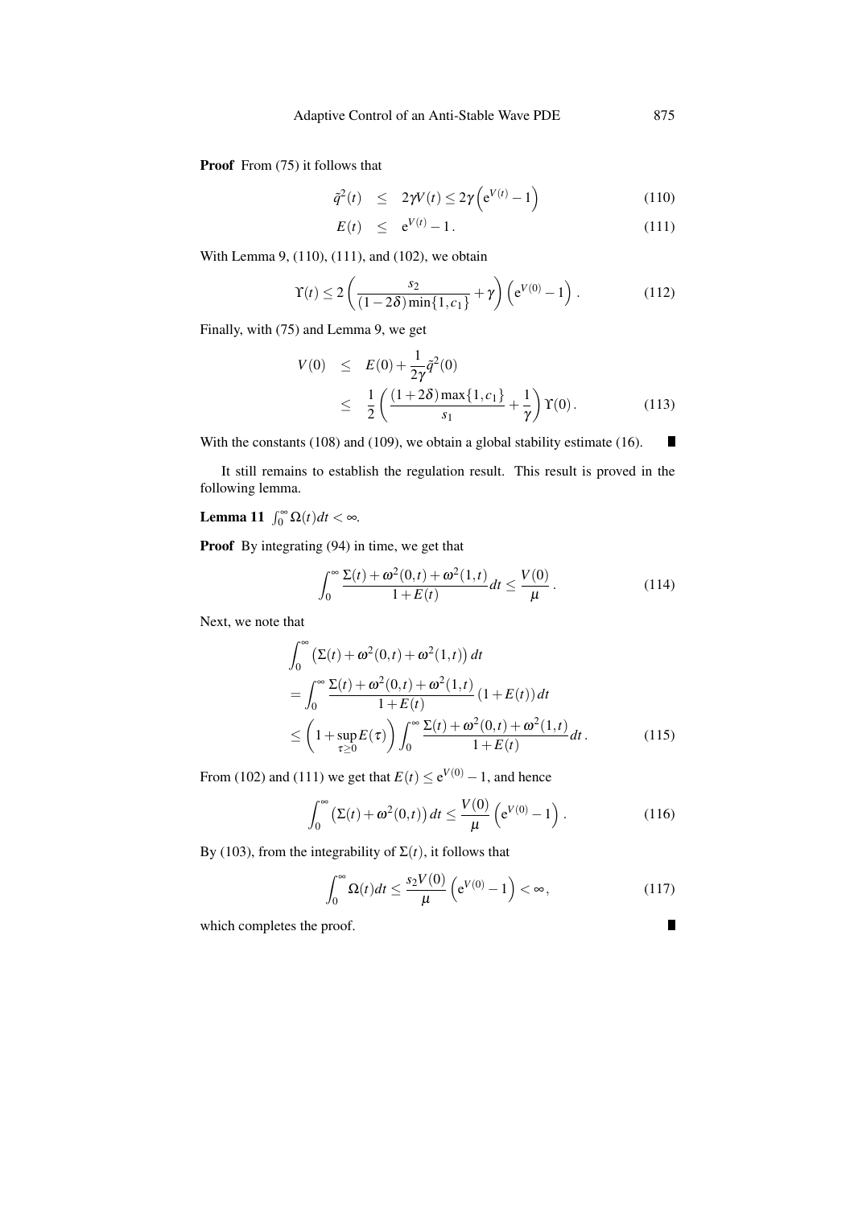**Proof** From (75) it follows that

$$\tilde{q}^2(t) \quad \leq \quad 2\gamma V(t) \leq 2\gamma\left(e^{V(t)}-1\right) \tag{110}$$

$$E(t) \quad \leq \quad e^{V(t)}-1\,. \tag{111}$$

With Lemma 9, (110), (111), and (102), we obtain

$$\Upsilon(t) \leq 2\left(\frac{s_2}{(1-2\delta)\min\{1,c_1\}}+\gamma\right)\left(e^{V(0)}-1\right)\,. \tag{112}$$

Finally, with (75) and Lemma 9, we get

$$\begin{aligned} V(0) \quad &\leq \quad E(0)+\frac{1}{2\gamma}\tilde{q}^2(0) \\ &\leq \quad \frac{1}{2}\left(\frac{(1+2\delta)\max\{1,c_1\}}{s_1}+\frac{1}{\gamma}\right)\Upsilon(0)\,. \end{aligned} \tag{113}$$

With the constants (108) and (109), we obtain a global stability estimate (16). ∎

It still remains to establish the regulation result. This result is proved in the following lemma.

**Lemma 11** $\int_0^\infty \Omega(t)dt < \infty$.

**Proof** By integrating (94) in time, we get that

$$\int_0^\infty \frac{\Sigma(t)+\omega^2(0,t)+\omega^2(1,t)}{1+E(t)}dt \leq \frac{V(0)}{\mu}\,. \tag{114}$$

Next, we note that

$$\begin{aligned} &\int_0^\infty \left(\Sigma(t)+\omega^2(0,t)+\omega^2(1,t)\right)dt \\ &= \int_0^\infty \frac{\Sigma(t)+\omega^2(0,t)+\omega^2(1,t)}{1+E(t)}\left(1+E(t)\right)dt \\ &\leq \left(1+\sup_{\tau\geq 0}E(\tau)\right)\int_0^\infty \frac{\Sigma(t)+\omega^2(0,t)+\omega^2(1,t)}{1+E(t)}dt\,. \end{aligned} \tag{115}$$

From (102) and (111) we get that $E(t) \leq e^{V(0)}-1$, and hence

$$\int_0^\infty \left(\Sigma(t)+\omega^2(0,t)\right)dt \leq \frac{V(0)}{\mu}\left(e^{V(0)}-1\right)\,. \tag{116}$$

By (103), from the integrability of $\Sigma(t)$, it follows that

$$\int_0^\infty \Omega(t)dt \leq \frac{s_2 V(0)}{\mu}\left(e^{V(0)}-1\right) < \infty, \tag{117}$$

which completes the proof. ∎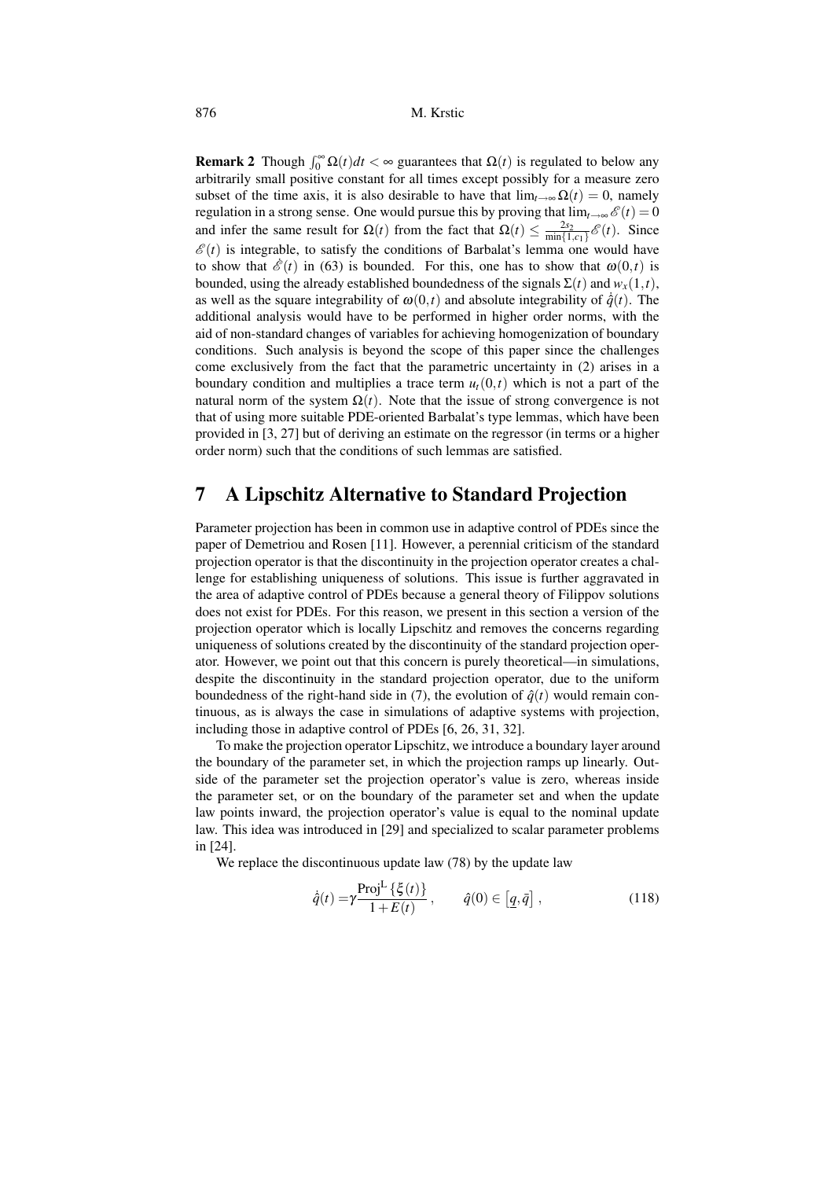**Remark 2** Though $\int_0^\infty \Omega(t)dt < \infty$ guarantees that $\Omega(t)$ is regulated to below any arbitrarily small positive constant for all times except possibly for a measure zero subset of the time axis, it is also desirable to have that $\lim_{t\to\infty}\Omega(t) = 0$, namely regulation in a strong sense. One would pursue this by proving that $\lim_{t\to\infty}\mathscr{E}(t) = 0$ and infer the same result for $\Omega(t)$ from the fact that $\Omega(t) \leq \frac{2s_2}{\min\{1,c_1\}}\mathscr{E}(t)$. Since $\mathscr{E}(t)$ is integrable, to satisfy the conditions of Barbalat's lemma one would have to show that $\dot{\mathscr{E}}(t)$ in (63) is bounded. For this, one has to show that $\omega(0,t)$ is bounded, using the already established boundedness of the signals $\Sigma(t)$ and $w_x(1,t)$, as well as the square integrability of $\omega(0,t)$ and absolute integrability of $\dot{\hat{q}}(t)$. The additional analysis would have to be performed in higher order norms, with the aid of non-standard changes of variables for achieving homogenization of boundary conditions. Such analysis is beyond the scope of this paper since the challenges come exclusively from the fact that the parametric uncertainty in (2) arises in a boundary condition and multiplies a trace term $u_t(0,t)$ which is not a part of the natural norm of the system $\Omega(t)$. Note that the issue of strong convergence is not that of using more suitable PDE-oriented Barbalat's type lemmas, which have been provided in [3, 27] but of deriving an estimate on the regressor (in terms or a higher order norm) such that the conditions of such lemmas are satisfied.

## 7 A Lipschitz Alternative to Standard Projection

Parameter projection has been in common use in adaptive control of PDEs since the paper of Demetriou and Rosen [11]. However, a perennial criticism of the standard projection operator is that the discontinuity in the projection operator creates a challenge for establishing uniqueness of solutions. This issue is further aggravated in the area of adaptive control of PDEs because a general theory of Filippov solutions does not exist for PDEs. For this reason, we present in this section a version of the projection operator which is locally Lipschitz and removes the concerns regarding uniqueness of solutions created by the discontinuity of the standard projection operator. However, we point out that this concern is purely theoretical—in simulations, despite the discontinuity in the standard projection operator, due to the uniform boundedness of the right-hand side in (7), the evolution of $\hat{q}(t)$ would remain continuous, as is always the case in simulations of adaptive systems with projection, including those in adaptive control of PDEs [6, 26, 31, 32].

To make the projection operator Lipschitz, we introduce a boundary layer around the boundary of the parameter set, in which the projection ramps up linearly. Outside of the parameter set the projection operator's value is zero, whereas inside the parameter set, or on the boundary of the parameter set and when the update law points inward, the projection operator's value is equal to the nominal update law. This idea was introduced in [29] and specialized to scalar parameter problems in [24].

We replace the discontinuous update law (78) by the update law

$$\dot{\hat{q}}(t) = \gamma \frac{\mathrm{Proj}^{\mathrm{L}}\{\xi(t)\}}{1+E(t)}\,, \qquad \hat{q}(0) \in \left[\underline{q}, \bar{q}\right], \tag{118}$$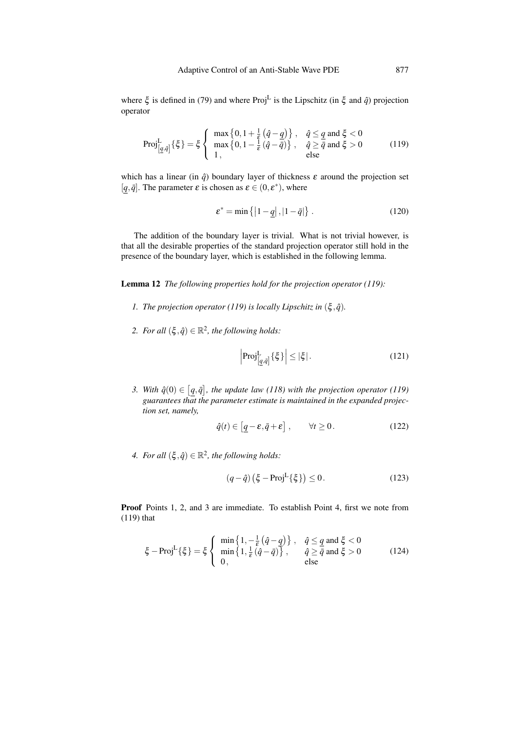where $\xi$ is defined in (79) and where $\mathrm{Proj}^{\mathrm{L}}$ is the Lipschitz (in $\xi$ and $\hat{q}$) projection operator

$$\mathrm{Proj}^{\mathrm{L}}_{[\underline{q},\bar{q}]}\{\xi\} = \xi \begin{cases} \max\left\{0, 1+\frac{1}{\varepsilon}\left(\hat{q}-\underline{q}\right)\right\}, & \hat{q} \leq \underline{q} \text{ and } \xi < 0 \\ \max\left\{0, 1-\frac{1}{\varepsilon}\left(\hat{q}-\bar{q}\right)\right\}, & \hat{q} \geq \bar{q} \text{ and } \xi > 0 \\ 1, & \text{else} \end{cases} \tag{119}$$

which has a linear (in $\hat{q}$) boundary layer of thickness $\varepsilon$ around the projection set $[\underline{q},\bar{q}]$. The parameter $\varepsilon$ is chosen as $\varepsilon \in (0, \varepsilon^*)$, where

$$\varepsilon^* = \min\left\{\left|1-\underline{q}\right|, \left|1-\bar{q}\right|\right\}. \tag{120}$$

The addition of the boundary layer is trivial. What is not trivial however, is that all the desirable properties of the standard projection operator still hold in the presence of the boundary layer, which is established in the following lemma.

**Lemma 12** *The following properties hold for the projection operator (119):*

1. *The projection operator (119) is locally Lipschitz in $(\xi, \hat{q})$.*
2. *For all $(\xi, \hat{q}) \in \mathbb{R}^2$, the following holds:*

$$\left|\mathrm{Proj}^{\mathrm{L}}_{[\underline{q},\bar{q}]}\{\xi\}\right| \leq |\xi|. \tag{121}$$

3. *With $\hat{q}(0) \in \left[\underline{q},\bar{q}\right]$, the update law (118) with the projection operator (119) guarantees that the parameter estimate is maintained in the expanded projection set, namely,*

$$\hat{q}(t) \in \left[\underline{q}-\varepsilon, \bar{q}+\varepsilon\right], \qquad \forall t \geq 0. \tag{122}$$

4. *For all $(\xi, \hat{q}) \in \mathbb{R}^2$, the following holds:*

$$(q-\hat{q})\left(\xi - \mathrm{Proj}^{\mathrm{L}}\{\xi\}\right) \leq 0. \tag{123}$$

**Proof** Points 1, 2, and 3 are immediate. To establish Point 4, first we note from (119) that

$$\xi - \mathrm{Proj}^{\mathrm{L}}\{\xi\} = \xi \begin{cases} \min\left\{1, -\frac{1}{\varepsilon}\left(\hat{q}-\underline{q}\right)\right\}, & \hat{q} \leq \underline{q} \text{ and } \xi < 0 \\ \min\left\{1, \frac{1}{\varepsilon}\left(\hat{q}-\bar{q}\right)\right\}, & \hat{q} \geq \bar{q} \text{ and } \xi > 0 \\ 0, & \text{else} \end{cases} \tag{124}$$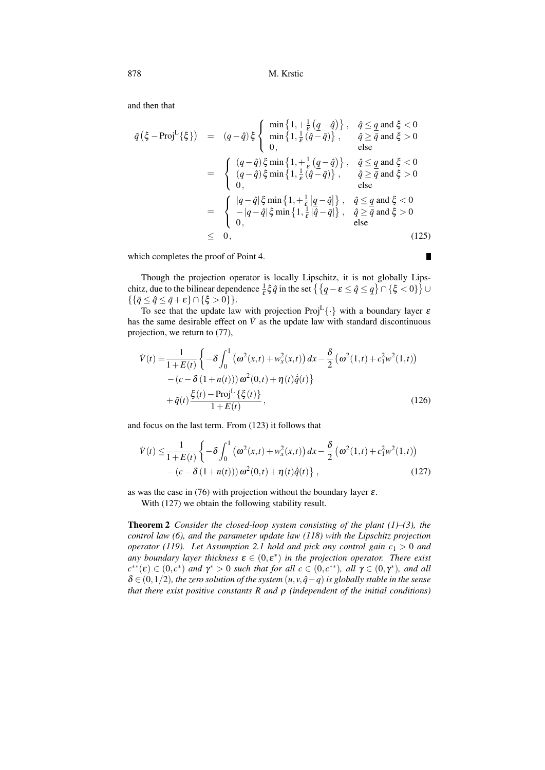and then that

$$
\begin{aligned}
\tilde{q}\left(\xi - \mathrm{Proj}^{\mathrm{L}}\{\xi\}\right) &= (q-\hat{q})\,\xi \begin{cases} \min\left\{1, +\frac{1}{\varepsilon}\left(\underline{q}-\hat{q}\right)\right\}, & \hat{q} \le \underline{q} \text{ and } \xi < 0 \\ \min\left\{1, \frac{1}{\varepsilon}\left(\hat{q}-\bar{q}\right)\right\}, & \hat{q} \ge \bar{q} \text{ and } \xi > 0 \\ 0, & \text{else} \end{cases} \\
&= \begin{cases} (q-\hat{q})\,\xi \min\left\{1, +\frac{1}{\varepsilon}\left(\underline{q}-\hat{q}\right)\right\}, & \hat{q} \le \underline{q} \text{ and } \xi < 0 \\ (q-\hat{q})\,\xi \min\left\{1, \frac{1}{\varepsilon}\left(\hat{q}-\bar{q}\right)\right\}, & \hat{q} \ge \bar{q} \text{ and } \xi > 0 \\ 0, & \text{else} \end{cases} \\
&= \begin{cases} |q-\hat{q}|\,\xi \min\left\{1, +\frac{1}{\varepsilon}\left|\underline{q}-\hat{q}\right|\right\}, & \hat{q} \le \underline{q} \text{ and } \xi < 0 \\ -|q-\hat{q}|\,\xi \min\left\{1, \frac{1}{\varepsilon}\left|\hat{q}-\bar{q}\right|\right\}, & \hat{q} \ge \bar{q} \text{ and } \xi > 0 \\ 0, & \text{else} \end{cases} \\
&\le 0,
\end{aligned} \tag{125}
$$

which completes the proof of Point 4. ∎

Though the projection operator is locally Lipschitz, it is not globally Lipschitz, due to the bilinear dependence $\frac{1}{\varepsilon}\xi\hat{q}$ in the set $\left\{\left\{\underline{q}-\varepsilon \le \hat{q} \le \underline{q}\right\} \cap \{\xi < 0\}\right\} \cup \left\{\{\bar{q} \le \hat{q} \le \bar{q}+\varepsilon\} \cap \{\xi > 0\}\right\}$.

To see that the update law with projection $\mathrm{Proj}^{\mathrm{L}}\{\cdot\}$ with a boundary layer $\varepsilon$ has the same desirable effect on $\dot{V}$ as the update law with standard discontinuous projection, we return to (77),

$$
\begin{aligned}
\dot{V}(t) = &\frac{1}{1+E(t)}\left\{-\delta\int_0^1\left(\omega^2(x,t)+w_x^2(x,t)\right)dx - \frac{\delta}{2}\left(\omega^2(1,t)+c_1^2 w^2(1,t)\right)\right. \\
&\left. -\left(c-\delta\left(1+n(t)\right)\right)\omega^2(0,t)+\eta(t)\dot{\hat{q}}(t)\right\} \\
&+\tilde{q}(t)\frac{\xi(t)-\mathrm{Proj}^{\mathrm{L}}\{\xi(t)\}}{1+E(t)},
\end{aligned} \tag{126}
$$

and focus on the last term. From (123) it follows that

$$
\begin{aligned}
\dot{V}(t) \le &\frac{1}{1+E(t)}\left\{-\delta\int_0^1\left(\omega^2(x,t)+w_x^2(x,t)\right)dx - \frac{\delta}{2}\left(\omega^2(1,t)+c_1^2 w^2(1,t)\right)\right. \\
&\left. -\left(c-\delta\left(1+n(t)\right)\right)\omega^2(0,t)+\eta(t)\dot{\hat{q}}(t)\right\},
\end{aligned} \tag{127}
$$

as was the case in (76) with projection without the boundary layer $\varepsilon$.

With (127) we obtain the following stability result.

**Theorem 2** *Consider the closed-loop system consisting of the plant (1)–(3), the control law (6), and the parameter update law (118) with the Lipschitz projection operator (119). Let Assumption 2.1 hold and pick any control gain $c_1 > 0$ and any boundary layer thickness $\varepsilon \in (0, \varepsilon^*)$ in the projection operator. There exist $c^{**}(\varepsilon) \in (0, c^*)$ and $\gamma^* > 0$ such that for all $c \in (0, c^{**})$, all $\gamma \in (0, \gamma^*)$, and all $\delta \in (0, 1/2)$, the zero solution of the system $(u, v, \hat{q}-q)$ is globally stable in the sense that there exist positive constants $R$ and $\rho$ (independent of the initial conditions)*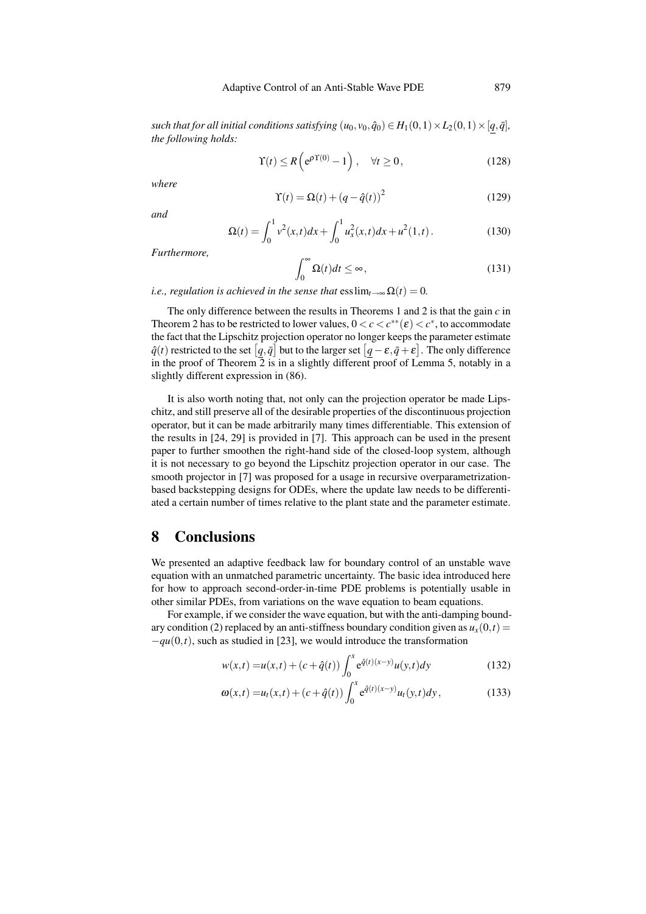*such that for all initial conditions satisfying* $(u_0, v_0, \hat{q}_0) \in H_1(0,1) \times L_2(0,1) \times [\underline{q}, \bar{q}]$*, the following holds:*

$$\Upsilon(t) \leq R\left(e^{\rho \Upsilon(0)} - 1\right), \quad \forall t \geq 0, \tag{128}$$

*where*

$$\Upsilon(t) = \Omega(t) + (q - \hat{q}(t))^2 \tag{129}$$

*and*

$$\Omega(t) = \int_0^1 v^2(x,t)dx + \int_0^1 u_x^2(x,t)dx + u^2(1,t). \tag{130}$$

*Furthermore,*

$$\int_0^\infty \Omega(t)dt \leq \infty, \tag{131}$$

*i.e., regulation is achieved in the sense that* $\mathrm{ess\,lim}_{t\to\infty} \Omega(t) = 0$*.*

The only difference between the results in Theorems 1 and 2 is that the gain $c$ in Theorem 2 has to be restricted to lower values, $0 < c < c^{**}(\varepsilon) < c^*$, to accommodate the fact that the Lipschitz projection operator no longer keeps the parameter estimate $\hat{q}(t)$ restricted to the set $[\underline{q}, \bar{q}]$ but to the larger set $[\underline{q} - \varepsilon, \bar{q} + \varepsilon]$. The only difference in the proof of Theorem 2 is in a slightly different proof of Lemma 5, notably in a slightly different expression in (86).

It is also worth noting that, not only can the projection operator be made Lipschitz, and still preserve all of the desirable properties of the discontinuous projection operator, but it can be made arbitrarily many times differentiable. This extension of the results in [24, 29] is provided in [7]. This approach can be used in the present paper to further smoothen the right-hand side of the closed-loop system, although it is not necessary to go beyond the Lipschitz projection operator in our case. The smooth projector in [7] was proposed for a usage in recursive overparametrization-based backstepping designs for ODEs, where the update law needs to be differentiated a certain number of times relative to the plant state and the parameter estimate.

## 8 Conclusions

We presented an adaptive feedback law for boundary control of an unstable wave equation with an unmatched parametric uncertainty. The basic idea introduced here for how to approach second-order-in-time PDE problems is potentially usable in other similar PDEs, from variations on the wave equation to beam equations.

For example, if we consider the wave equation, but with the anti-damping boundary condition (2) replaced by an anti-stiffness boundary condition given as $u_x(0,t) = -qu(0,t)$, such as studied in [23], we would introduce the transformation

$$w(x,t) = u(x,t) + (c + \hat{q}(t)) \int_0^x e^{\hat{q}(t)(x-y)} u(y,t)dy \tag{132}$$

$$\omega(x,t) = u_t(x,t) + (c + \hat{q}(t)) \int_0^x e^{\hat{q}(t)(x-y)} u_t(y,t)dy, \tag{133}$$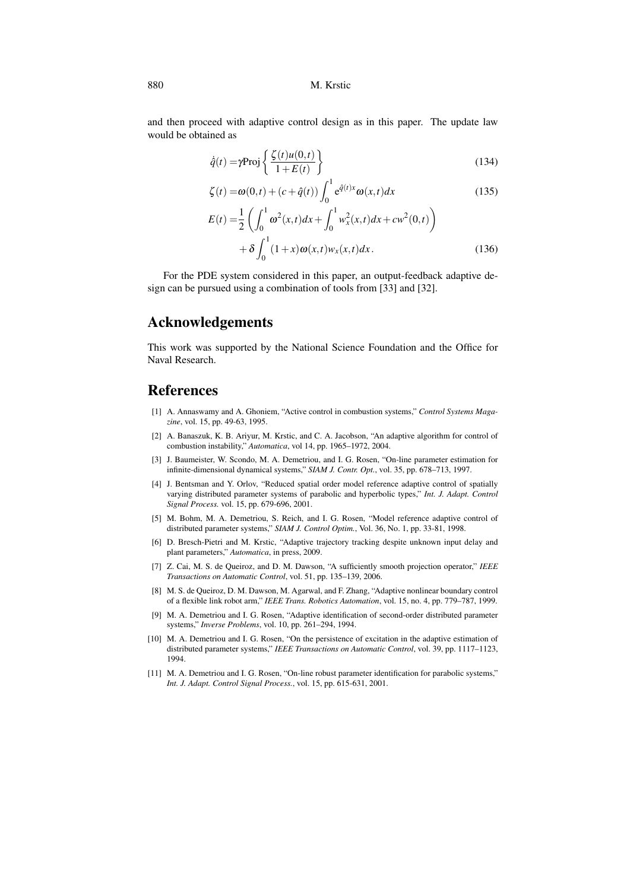and then proceed with adaptive control design as in this paper. The update law would be obtained as

$$\dot{\hat{q}}(t) = \gamma \mathrm{Proj}\left\{ \frac{\zeta(t)u(0,t)}{1+E(t)} \right\} \tag{134}$$

$$\zeta(t) = \omega(0,t) + (c+\hat{q}(t)) \int_0^1 \mathrm{e}^{\hat{q}(t)x} \omega(x,t)dx \tag{135}$$

$$\begin{aligned} E(t) =& \frac{1}{2}\left( \int_0^1 \omega^2(x,t)dx + \int_0^1 w_x^2(x,t)dx + cw^2(0,t) \right) \\ &+ \delta \int_0^1 (1+x)\omega(x,t)w_x(x,t)dx\,. \end{aligned} \tag{136}$$

For the PDE system considered in this paper, an output-feedback adaptive design can be pursued using a combination of tools from [33] and [32].

## Acknowledgements

This work was supported by the National Science Foundation and the Office for Naval Research.

## References

[1] A. Annaswamy and A. Ghoniem, "Active control in combustion systems," *Control Systems Magazine*, vol. 15, pp. 49-63, 1995.

[2] A. Banaszuk, K. B. Ariyur, M. Krstic, and C. A. Jacobson, "An adaptive algorithm for control of combustion instability," *Automatica*, vol 14, pp. 1965–1972, 2004.

[3] J. Baumeister, W. Scondo, M. A. Demetriou, and I. G. Rosen, "On-line parameter estimation for infinite-dimensional dynamical systems," *SIAM J. Contr. Opt.*, vol. 35, pp. 678–713, 1997.

[4] J. Bentsman and Y. Orlov, "Reduced spatial order model reference adaptive control of spatially varying distributed parameter systems of parabolic and hyperbolic types," *Int. J. Adapt. Control Signal Process.* vol. 15, pp. 679-696, 2001.

[5] M. Bohm, M. A. Demetriou, S. Reich, and I. G. Rosen, "Model reference adaptive control of distributed parameter systems," *SIAM J. Control Optim.*, Vol. 36, No. 1, pp. 33-81, 1998.

[6] D. Bresch-Pietri and M. Krstic, "Adaptive trajectory tracking despite unknown input delay and plant parameters," *Automatica*, in press, 2009.

[7] Z. Cai, M. S. de Queiroz, and D. M. Dawson, "A sufficiently smooth projection operator," *IEEE Transactions on Automatic Control*, vol. 51, pp. 135–139, 2006.

[8] M. S. de Queiroz, D. M. Dawson, M. Agarwal, and F. Zhang, "Adaptive nonlinear boundary control of a flexible link robot arm," *IEEE Trans. Robotics Automation*, vol. 15, no. 4, pp. 779–787, 1999.

[9] M. A. Demetriou and I. G. Rosen, "Adaptive identification of second-order distributed parameter systems," *Inverse Problems*, vol. 10, pp. 261–294, 1994.

[10] M. A. Demetriou and I. G. Rosen, "On the persistence of excitation in the adaptive estimation of distributed parameter systems," *IEEE Transactions on Automatic Control*, vol. 39, pp. 1117–1123, 1994.

[11] M. A. Demetriou and I. G. Rosen, "On-line robust parameter identification for parabolic systems," *Int. J. Adapt. Control Signal Process.*, vol. 15, pp. 615-631, 2001.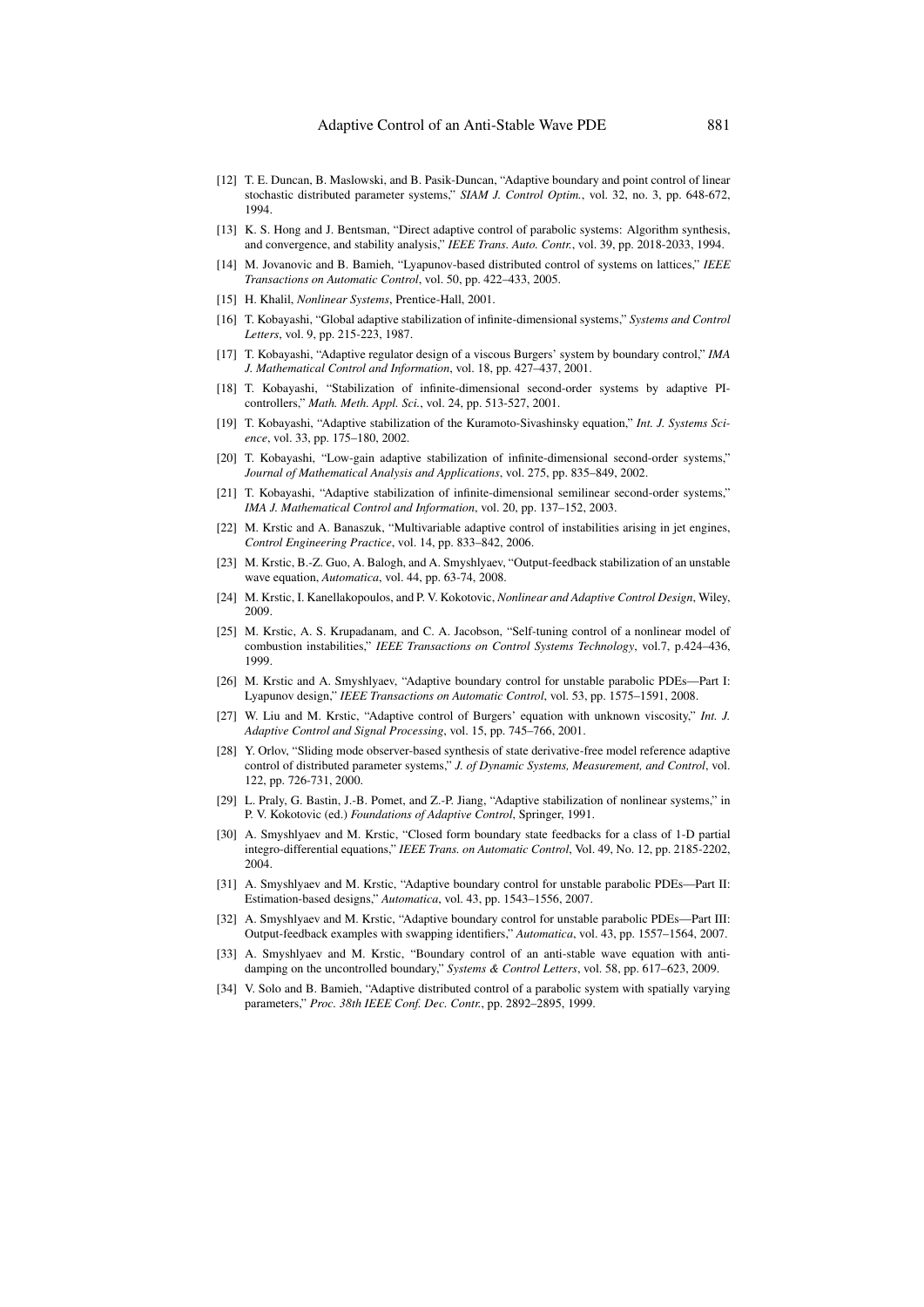[12] T. E. Duncan, B. Maslowski, and B. Pasik-Duncan, "Adaptive boundary and point control of linear stochastic distributed parameter systems," *SIAM J. Control Optim.*, vol. 32, no. 3, pp. 648-672, 1994.

[13] K. S. Hong and J. Bentsman, "Direct adaptive control of parabolic systems: Algorithm synthesis, and convergence, and stability analysis," *IEEE Trans. Auto. Contr.*, vol. 39, pp. 2018-2033, 1994.

[14] M. Jovanovic and B. Bamieh, "Lyapunov-based distributed control of systems on lattices," *IEEE Transactions on Automatic Control*, vol. 50, pp. 422–433, 2005.

[15] H. Khalil, *Nonlinear Systems*, Prentice-Hall, 2001.

[16] T. Kobayashi, "Global adaptive stabilization of infinite-dimensional systems," *Systems and Control Letters*, vol. 9, pp. 215-223, 1987.

[17] T. Kobayashi, "Adaptive regulator design of a viscous Burgers' system by boundary control," *IMA J. Mathematical Control and Information*, vol. 18, pp. 427–437, 2001.

[18] T. Kobayashi, "Stabilization of infinite-dimensional second-order systems by adaptive PI-controllers," *Math. Meth. Appl. Sci.*, vol. 24, pp. 513-527, 2001.

[19] T. Kobayashi, "Adaptive stabilization of the Kuramoto-Sivashinsky equation," *Int. J. Systems Science*, vol. 33, pp. 175–180, 2002.

[20] T. Kobayashi, "Low-gain adaptive stabilization of infinite-dimensional second-order systems," *Journal of Mathematical Analysis and Applications*, vol. 275, pp. 835–849, 2002.

[21] T. Kobayashi, "Adaptive stabilization of infinite-dimensional semilinear second-order systems," *IMA J. Mathematical Control and Information*, vol. 20, pp. 137–152, 2003.

[22] M. Krstic and A. Banaszuk, "Multivariable adaptive control of instabilities arising in jet engines, *Control Engineering Practice*, vol. 14, pp. 833–842, 2006.

[23] M. Krstic, B.-Z. Guo, A. Balogh, and A. Smyshlyaev, "Output-feedback stabilization of an unstable wave equation, *Automatica*, vol. 44, pp. 63-74, 2008.

[24] M. Krstic, I. Kanellakopoulos, and P. V. Kokotovic, *Nonlinear and Adaptive Control Design*, Wiley, 2009.

[25] M. Krstic, A. S. Krupadanam, and C. A. Jacobson, "Self-tuning control of a nonlinear model of combustion instabilities," *IEEE Transactions on Control Systems Technology*, vol.7, p.424–436, 1999.

[26] M. Krstic and A. Smyshlyaev, "Adaptive boundary control for unstable parabolic PDEs—Part I: Lyapunov design," *IEEE Transactions on Automatic Control*, vol. 53, pp. 1575–1591, 2008.

[27] W. Liu and M. Krstic, "Adaptive control of Burgers' equation with unknown viscosity," *Int. J. Adaptive Control and Signal Processing*, vol. 15, pp. 745–766, 2001.

[28] Y. Orlov, "Sliding mode observer-based synthesis of state derivative-free model reference adaptive control of distributed parameter systems," *J. of Dynamic Systems, Measurement, and Control*, vol. 122, pp. 726-731, 2000.

[29] L. Praly, G. Bastin, J.-B. Pomet, and Z.-P. Jiang, "Adaptive stabilization of nonlinear systems," in P. V. Kokotovic (ed.) *Foundations of Adaptive Control*, Springer, 1991.

[30] A. Smyshlyaev and M. Krstic, "Closed form boundary state feedbacks for a class of 1-D partial integro-differential equations," *IEEE Trans. on Automatic Control*, Vol. 49, No. 12, pp. 2185-2202, 2004.

[31] A. Smyshlyaev and M. Krstic, "Adaptive boundary control for unstable parabolic PDEs—Part II: Estimation-based designs," *Automatica*, vol. 43, pp. 1543–1556, 2007.

[32] A. Smyshlyaev and M. Krstic, "Adaptive boundary control for unstable parabolic PDEs—Part III: Output-feedback examples with swapping identifiers," *Automatica*, vol. 43, pp. 1557–1564, 2007.

[33] A. Smyshlyaev and M. Krstic, "Boundary control of an anti-stable wave equation with anti-damping on the uncontrolled boundary," *Systems & Control Letters*, vol. 58, pp. 617–623, 2009.

[34] V. Solo and B. Bamieh, "Adaptive distributed control of a parabolic system with spatially varying parameters," *Proc. 38th IEEE Conf. Dec. Contr.*, pp. 2892–2895, 1999.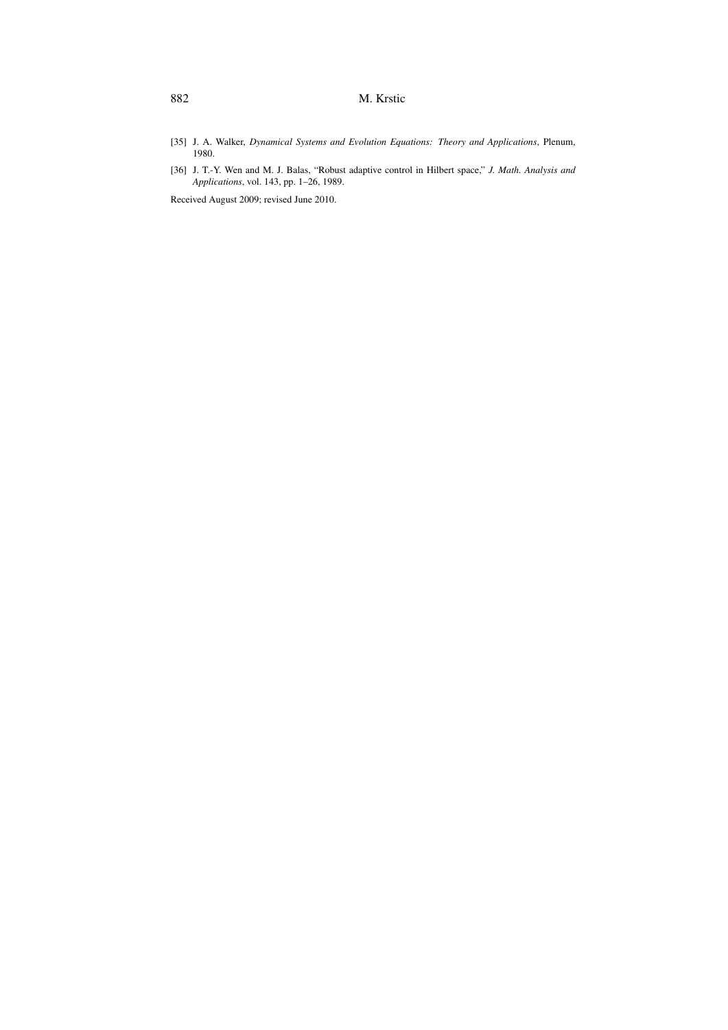[35] J. A. Walker, *Dynamical Systems and Evolution Equations: Theory and Applications*, Plenum, 1980.

[36] J. T.-Y. Wen and M. J. Balas, "Robust adaptive control in Hilbert space," *J. Math. Analysis and Applications*, vol. 143, pp. 1–26, 1989.

Received August 2009; revised June 2010.